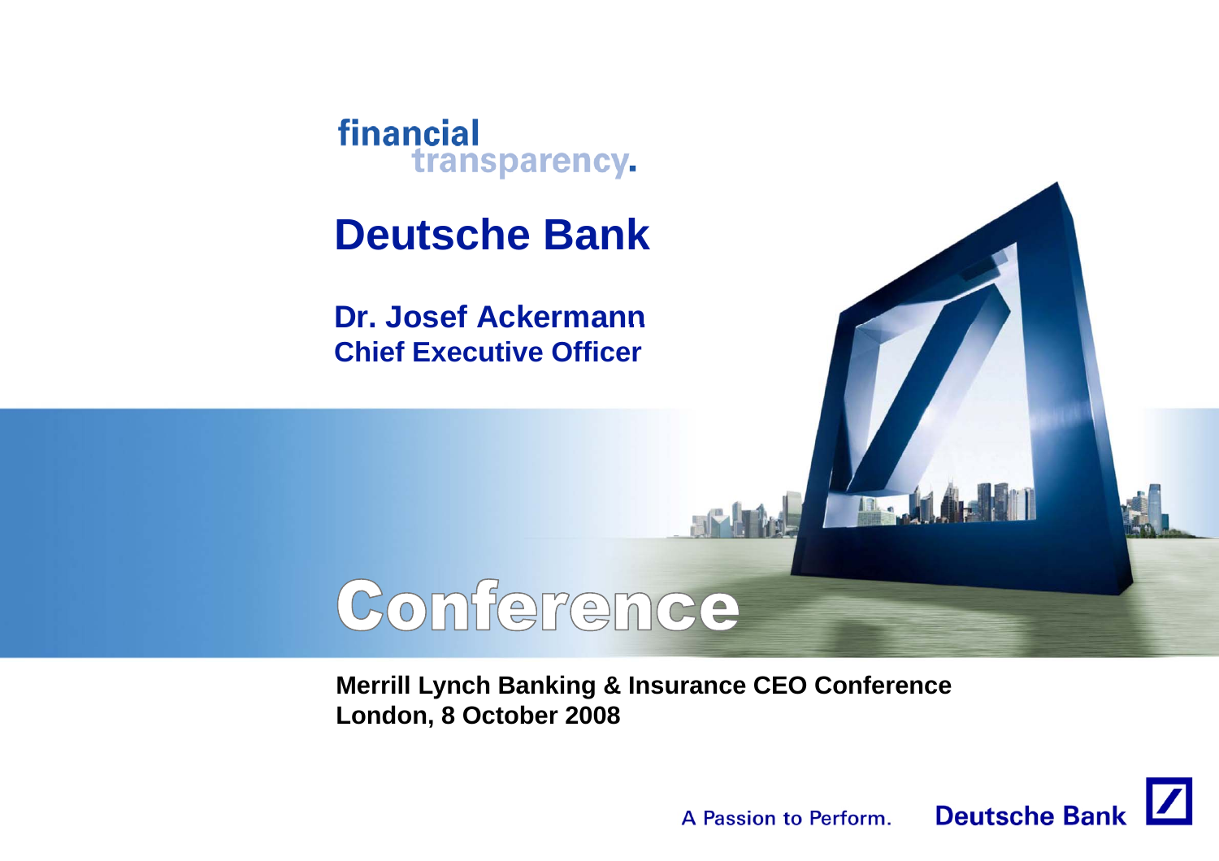financial transparency.

# Deutsche Bank

**Dr. Josef Ackermann**
**Chief Executive Officer**

## Conference

**Merrill Lynch Banking & Insurance CEO Conference**
**London, 8 October 2008**

A Passion to Perform. Deutsche Bank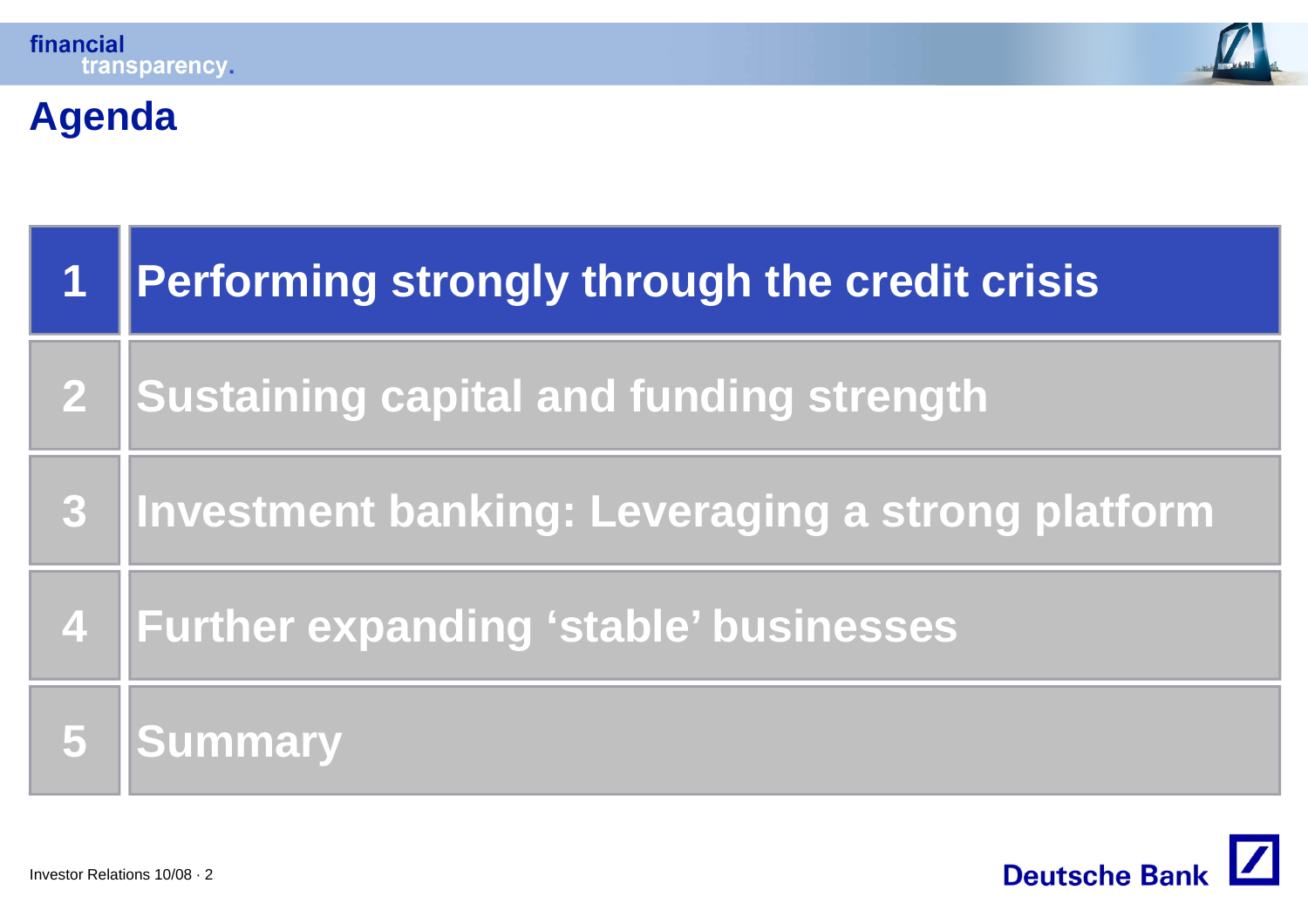# Agenda

| | |
|---|---|
| 1 | Performing strongly through the credit crisis |
| 2 | Sustaining capital and funding strength |
| 3 | Investment banking: Leveraging a strong platform |
| 4 | Further expanding 'stable' businesses |
| 5 | Summary |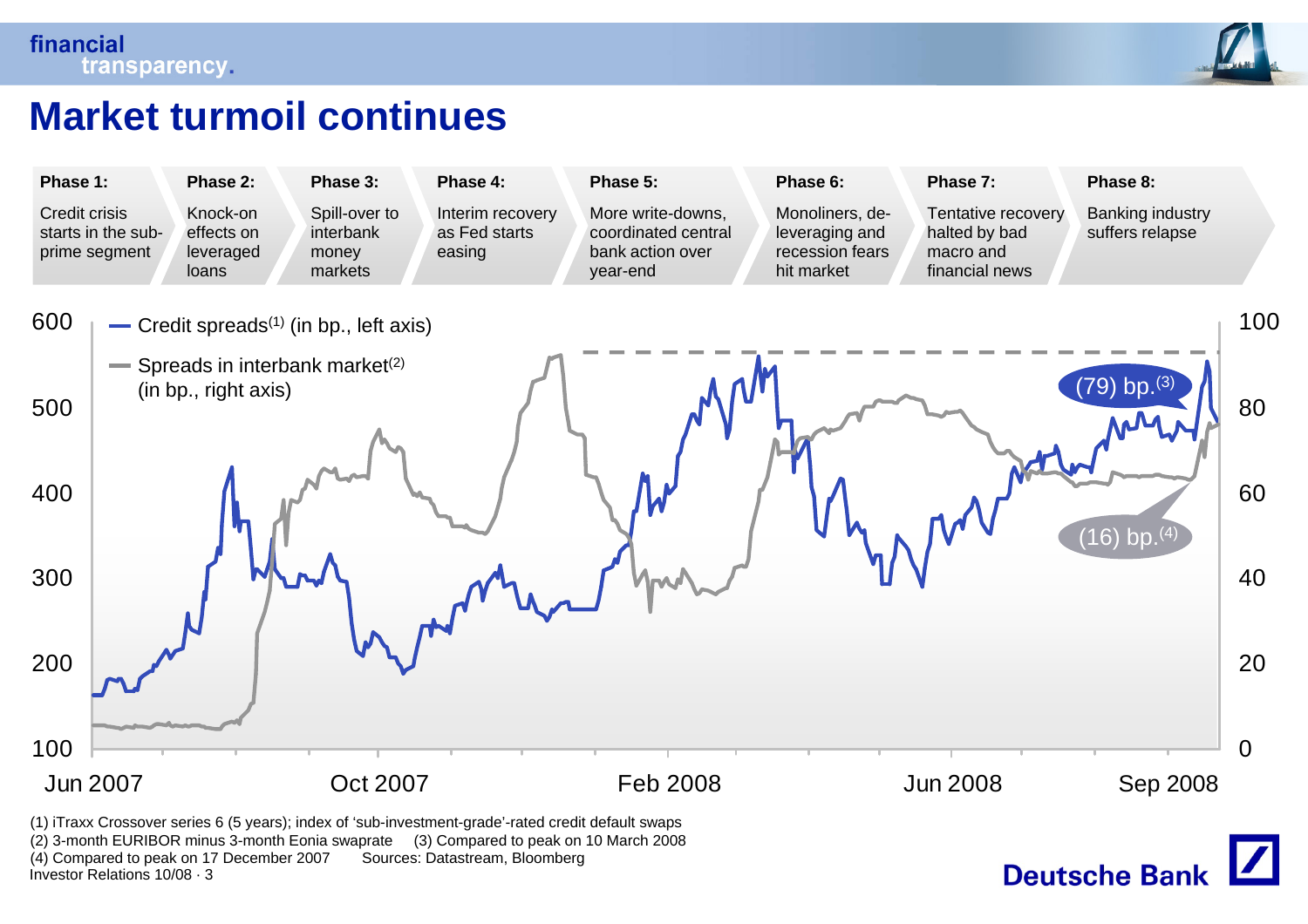# Market turmoil continues

| Phase 1: | Phase 2: | Phase 3: | Phase 4: | Phase 5: | Phase 6: | Phase 7: | Phase 8: |
|---|---|---|---|---|---|---|---|
| Credit crisis starts in the sub-prime segment | Knock-on effects on leveraged loans | Spill-over to interbank money markets | Interim recovery as Fed starts easing | More write-downs, coordinated central bank action over year-end | Monoliners, de-leveraging and recession fears hit market | Tentative recovery halted by bad macro and financial news | Banking industry suffers relapse |

Credit spreads(1) (in bp., left axis)

Spreads in interbank market(2) (in bp., right axis)

(79) bp.(3)

(16) bp.(4)

Left axis: 100, 200, 300, 400, 500, 600

Right axis: 0, 20, 40, 60, 80, 100

Jun 2007 | Oct 2007 | Feb 2008 | Jun 2008 | Sep 2008

(1) iTraxx Crossover series 6 (5 years); index of 'sub-investment-grade'-rated credit default swaps
(2) 3-month EURIBOR minus 3-month Eonia swaprate (3) Compared to peak on 10 March 2008
(4) Compared to peak on 17 December 2007 Sources: Datastream, Bloomberg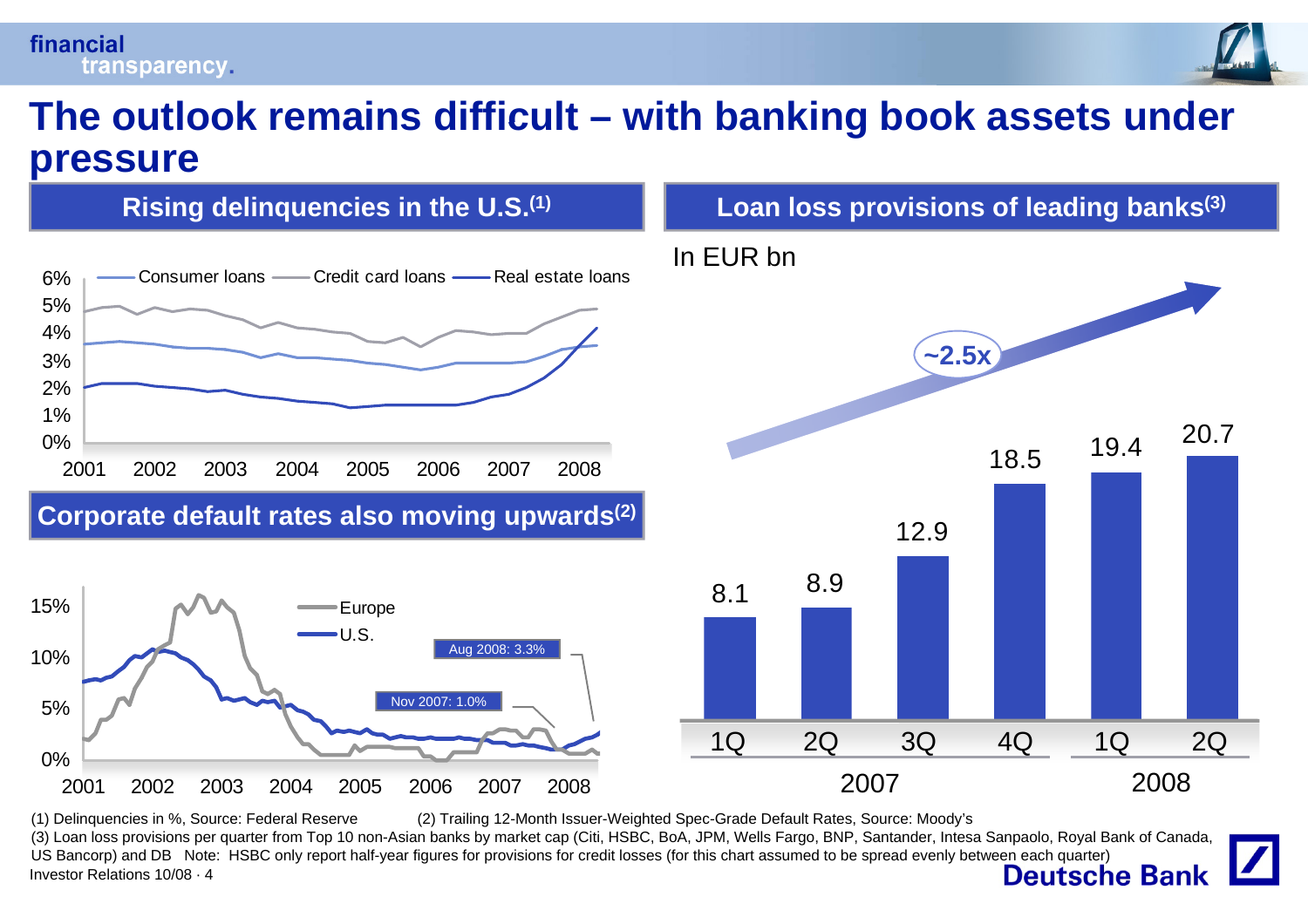# The outlook remains difficult – with banking book assets under pressure

## Rising delinquencies in the U.S.[1]

Consumer loans — Credit card loans — Real estate loans

6%, 5%, 4%, 3%, 2%, 1%, 0%

2001 2002 2003 2004 2005 2006 2007 2008

## Corporate default rates also moving upwards[2]

Europe
U.S.

Aug 2008: 3.3%

Nov 2007: 1.0%

15%, 10%, 5%, 0%

2001 2002 2003 2004 2005 2006 2007 2008

## Loan loss provisions of leading banks[3]

In EUR bn

~2.5x

| | 2007 | | | | 2008 | |
|---|---|---|---|---|---|---|
| | 1Q | 2Q | 3Q | 4Q | 1Q | 2Q |
| In EUR bn | 8.1 | 8.9 | 12.9 | 18.5 | 19.4 | 20.7 |

(1) Delinquencies in %, Source: Federal Reserve (2) Trailing 12-Month Issuer-Weighted Spec-Grade Default Rates, Source: Moody's

(3) Loan loss provisions per quarter from Top 10 non-Asian banks by market cap (Citi, HSBC, BoA, JPM, Wells Fargo, BNP, Santander, Intesa Sanpaolo, Royal Bank of Canada, US Bancorp) and DB Note: HSBC only report half-year figures for provisions for credit losses (for this chart assumed to be spread evenly between each quarter)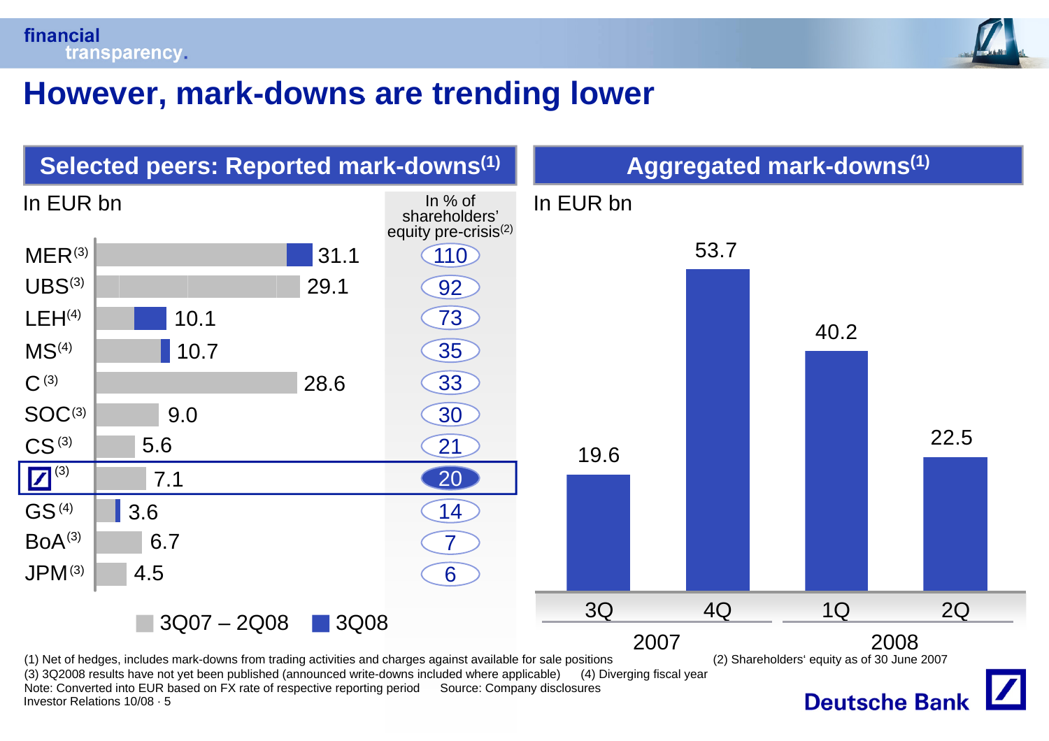# However, mark-downs are trending lower

## Selected peers: Reported mark-downs(1)

In EUR bn

| Bank | Reported mark-downs (EUR bn) | In % of shareholders' equity pre-crisis(2) |
|---|---|---|
| MER(3) | 31.1 | 110 |
| UBS(3) | 29.1 | 92 |
| LEH(4) | 10.1 | 73 |
| MS(4) | 10.7 | 35 |
| C(3) | 28.6 | 33 |
| SOC(3) | 9.0 | 30 |
| CS(3) | 5.6 | 21 |
| Deutsche Bank(3) | 7.1 | 20 |
| GS(4) | 3.6 | 14 |
| BoA(3) | 6.7 | 7 |
| JPM(3) | 4.5 | 6 |

Legend: 3Q07 – 2Q08; 3Q08

## Aggregated mark-downs(1)

In EUR bn

| 3Q 2007 | 4Q 2007 | 1Q 2008 | 2Q 2008 |
|---|---|---|---|
| 19.6 | 53.7 | 40.2 | 22.5 |

(1) Net of hedges, includes mark-downs from trading activities and charges against available for sale positions
(2) Shareholders' equity as of 30 June 2007
(3) 3Q2008 results have not yet been published (announced write-downs included where applicable)
(4) Diverging fiscal year
Note: Converted into EUR based on FX rate of respective reporting period
Source: Company disclosures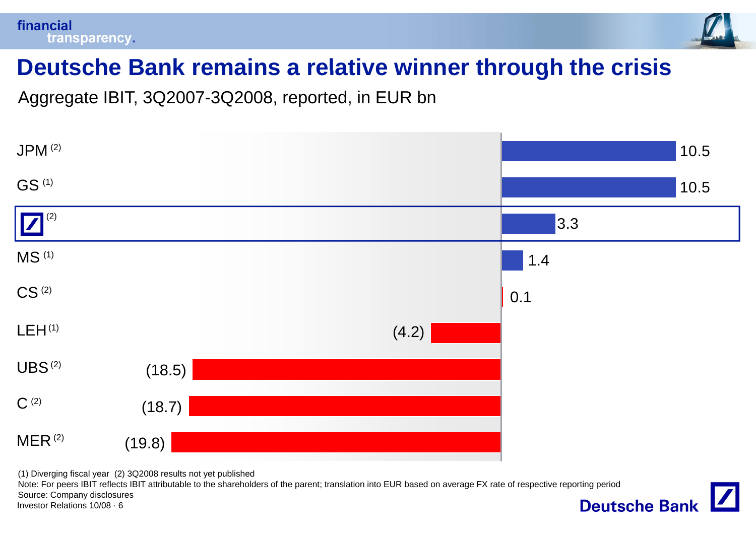# Deutsche Bank remains a relative winner through the crisis

Aggregate IBIT, 3Q2007-3Q2008, reported, in EUR bn

| Bank | Aggregate IBIT (EUR bn) |
| --- | --- |
| JPM (2) | 10.5 |
| GS (1) | 10.5 |
| Deutsche Bank (2) | 3.3 |
| MS (1) | 1.4 |
| CS (2) | 0.1 |
| LEH (1) | (4.2) |
| UBS (2) | (18.5) |
| C (2) | (18.7) |
| MER (2) | (19.8) |

(1) Diverging fiscal year (2) 3Q2008 results not yet published

Note: For peers IBIT reflects IBIT attributable to the shareholders of the parent; translation into EUR based on average FX rate of respective reporting period

Source: Company disclosures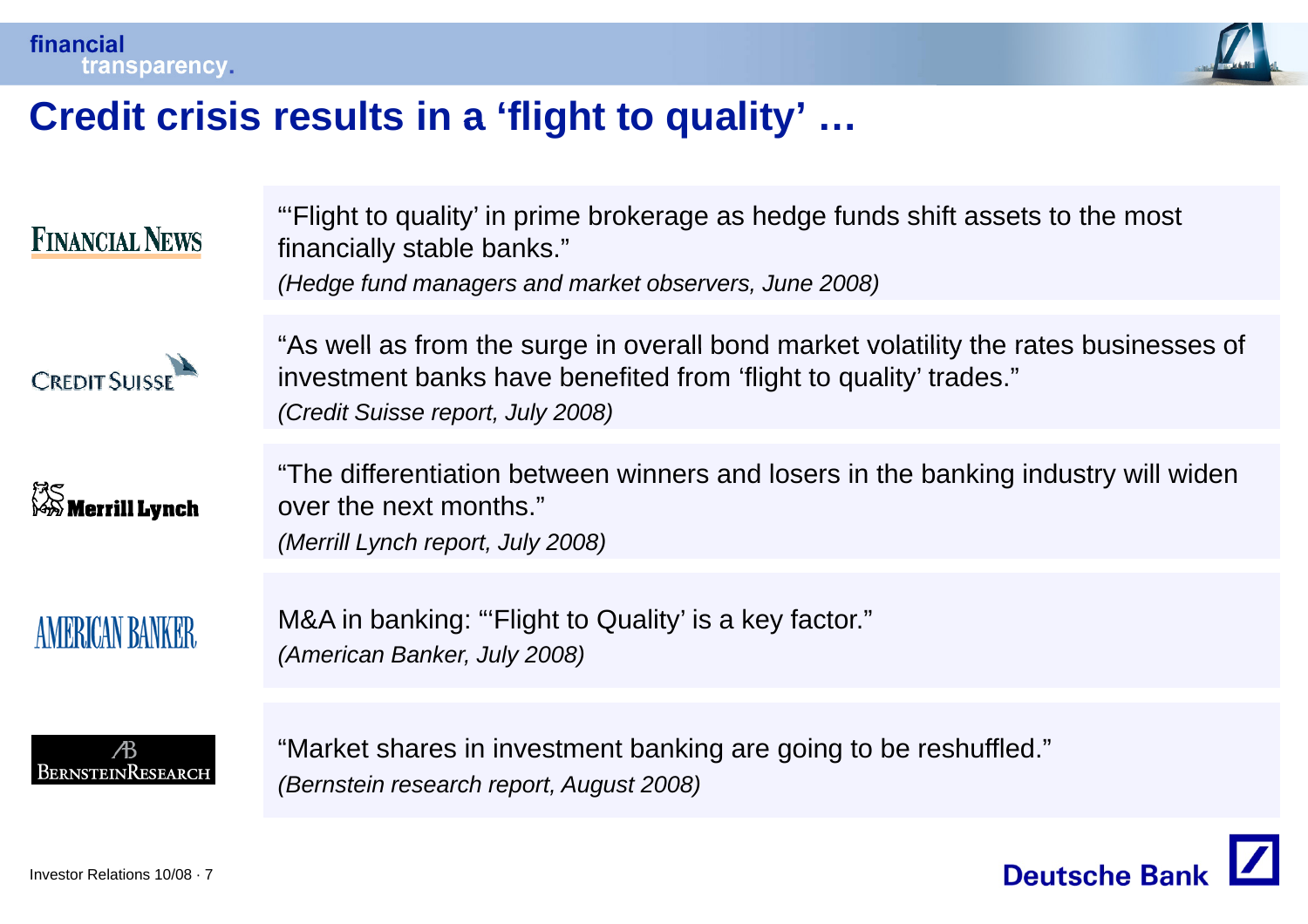# Credit crisis results in a 'flight to quality' …

**Financial News**

"'Flight to quality' in prime brokerage as hedge funds shift assets to the most financially stable banks."
*(Hedge fund managers and market observers, June 2008)*

**Credit Suisse**

"As well as from the surge in overall bond market volatility the rates businesses of investment banks have benefited from 'flight to quality' trades."
*(Credit Suisse report, July 2008)*

**Merrill Lynch**

"The differentiation between winners and losers in the banking industry will widen over the next months."
*(Merrill Lynch report, July 2008)*

**American Banker**

M&A in banking: "'Flight to Quality' is a key factor."
*(American Banker, July 2008)*

**Bernstein Research**

"Market shares in investment banking are going to be reshuffled."
*(Bernstein research report, August 2008)*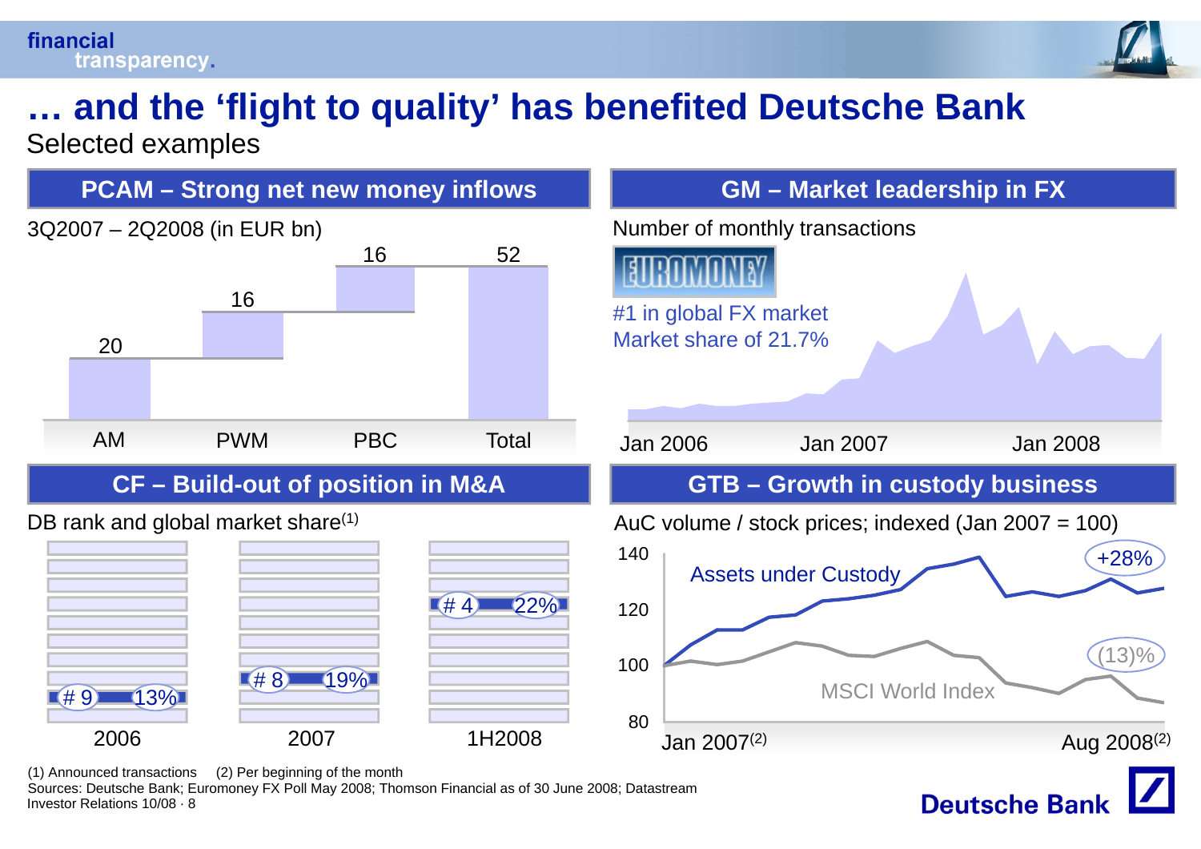# … and the 'flight to quality' has benefited Deutsche Bank

Selected examples

## PCAM – Strong net new money inflows

3Q2007 – 2Q2008 (in EUR bn)

| AM | PWM | PBC | Total |
|---|---|---|---|
| 20 | 16 | 16 | 52 |

## GM – Market leadership in FX

Number of monthly transactions

EUROMONEY

#1 in global FX market
Market share of 21.7%

Jan 2006 Jan 2007 Jan 2008

## CF – Build-out of position in M&A

DB rank and global market share[(1)]

| | 2006 | 2007 | 1H2008 |
|---|---|---|---|
| Rank | # 9 | # 8 | # 4 |
| Market share | 13% | 19% | 22% |

## GTB – Growth in custody business

AuC volume / stock prices; indexed (Jan 2007 = 100)

Assets under Custody: +28%

MSCI World Index: (13)%

Jan 2007[(2)] – Aug 2008[(2)]

(1) Announced transactions (2) Per beginning of the month

Sources: Deutsche Bank; Euromoney FX Poll May 2008; Thomson Financial as of 30 June 2008; Datastream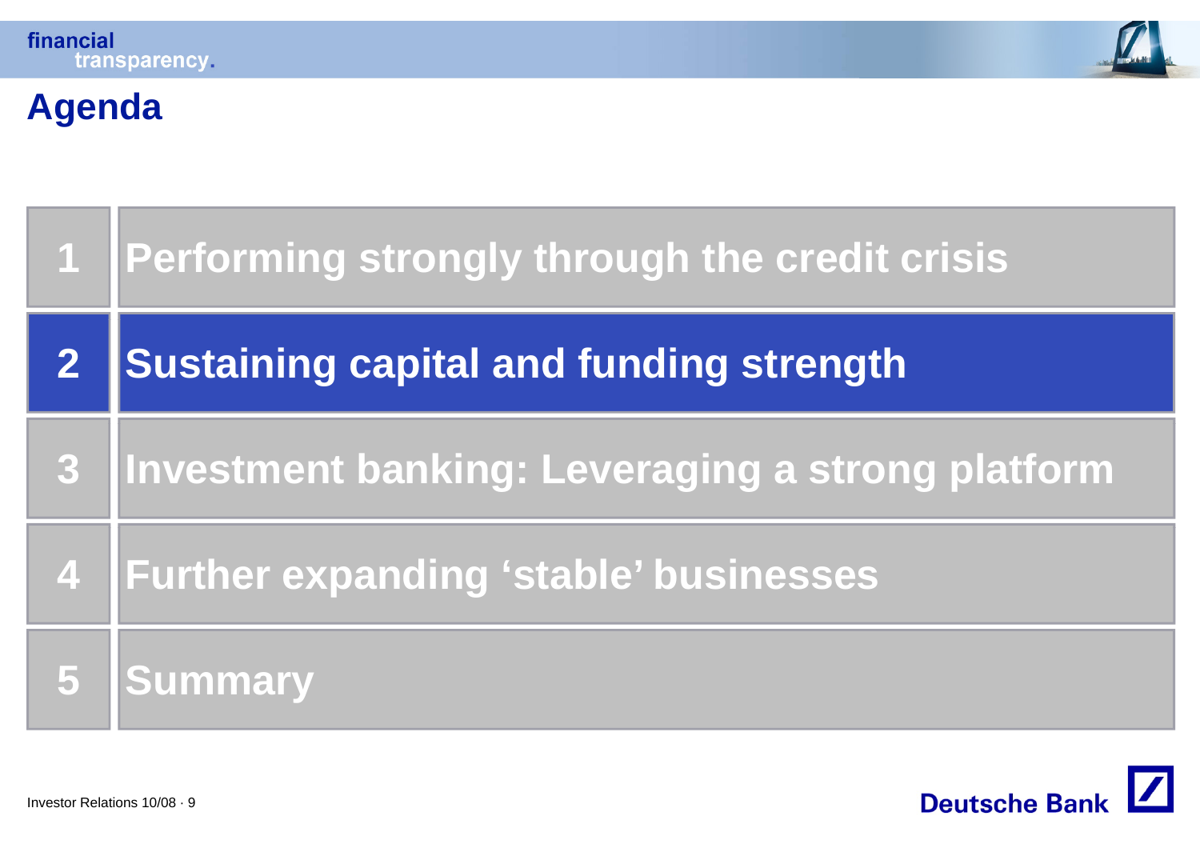# Agenda

1. Performing strongly through the credit crisis
2. **Sustaining capital and funding strength**
3. Investment banking: Leveraging a strong platform
4. Further expanding 'stable' businesses
5. Summary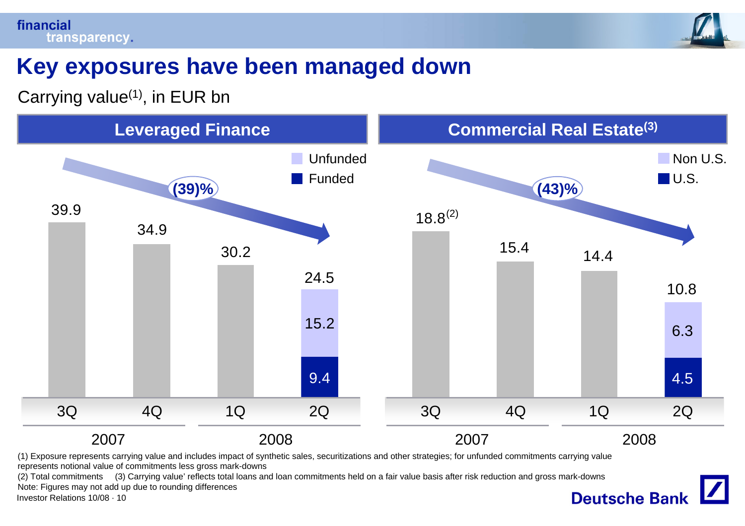# Key exposures have been managed down

Carrying value[1], in EUR bn

## Leveraged Finance

(39)%

| | 3Q 2007 | 4Q 2007 | 1Q 2008 | 2Q 2008 |
|---|---|---|---|---|
| Total | 39.9 | 34.9 | 30.2 | 24.5 |
| Unfunded | | | | 15.2 |
| Funded | | | | 9.4 |

## Commercial Real Estate[3]

(43)%

| | 3Q 2007 | 4Q 2007 | 1Q 2008 | 2Q 2008 |
|---|---|---|---|---|
| Total | 18.8[2] | 15.4 | 14.4 | 10.8 |
| Non U.S. | | | | 6.3 |
| U.S. | | | | 4.5 |

(1) Exposure represents carrying value and includes impact of synthetic sales, securitizations and other strategies; for unfunded commitments carrying value represents notional value of commitments less gross mark-downs

(2) Total commitments (3) Carrying value' reflects total loans and loan commitments held on a fair value basis after risk reduction and gross mark-downs

Note: Figures may not add up due to rounding differences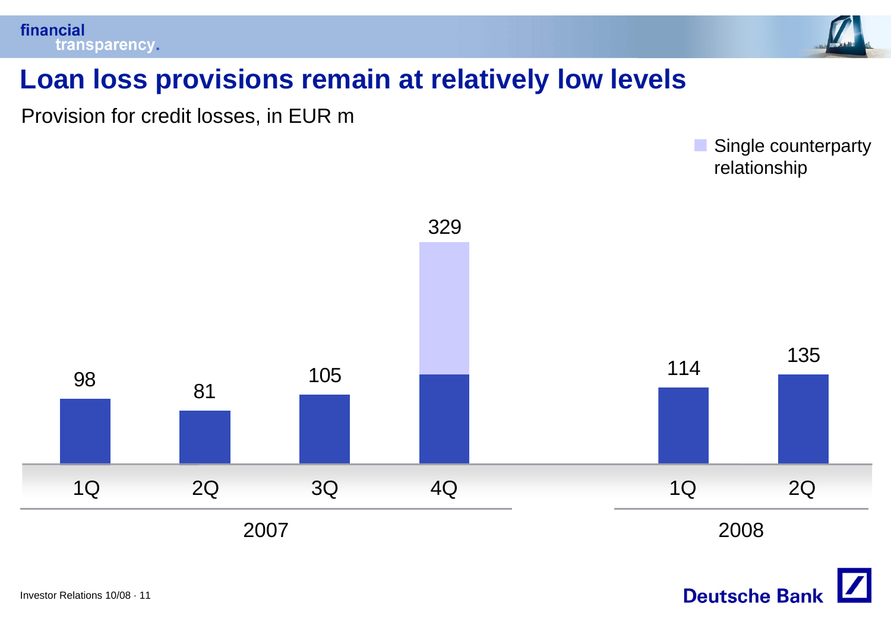# Loan loss provisions remain at relatively low levels

Provision for credit losses, in EUR m

| | 1Q 2007 | 2Q 2007 | 3Q 2007 | 4Q 2007 | 1Q 2008 | 2Q 2008 |
|---|---|---|---|---|---|---|
| Provision for credit losses | 98 | 81 | 105 | 329 | 114 | 135 |

Single counterparty relationship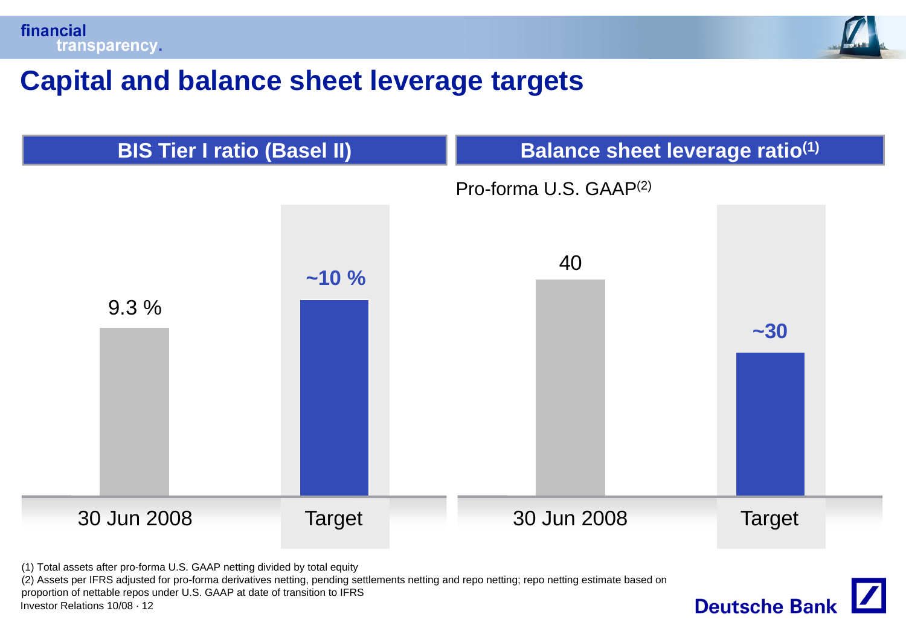# Capital and balance sheet leverage targets

## BIS Tier I ratio (Basel II)

| | 30 Jun 2008 | Target |
|---|---|---|
| BIS Tier I ratio | 9.3 % | ~10 % |

## Balance sheet leverage ratio[1]

Pro-forma U.S. GAAP[2]

| | 30 Jun 2008 | Target |
|---|---|---|
| Balance sheet leverage ratio | 40 | ~30 |

(1) Total assets after pro-forma U.S. GAAP netting divided by total equity

(2) Assets per IFRS adjusted for pro-forma derivatives netting, pending settlements netting and repo netting; repo netting estimate based on proportion of nettable repos under U.S. GAAP at date of transition to IFRS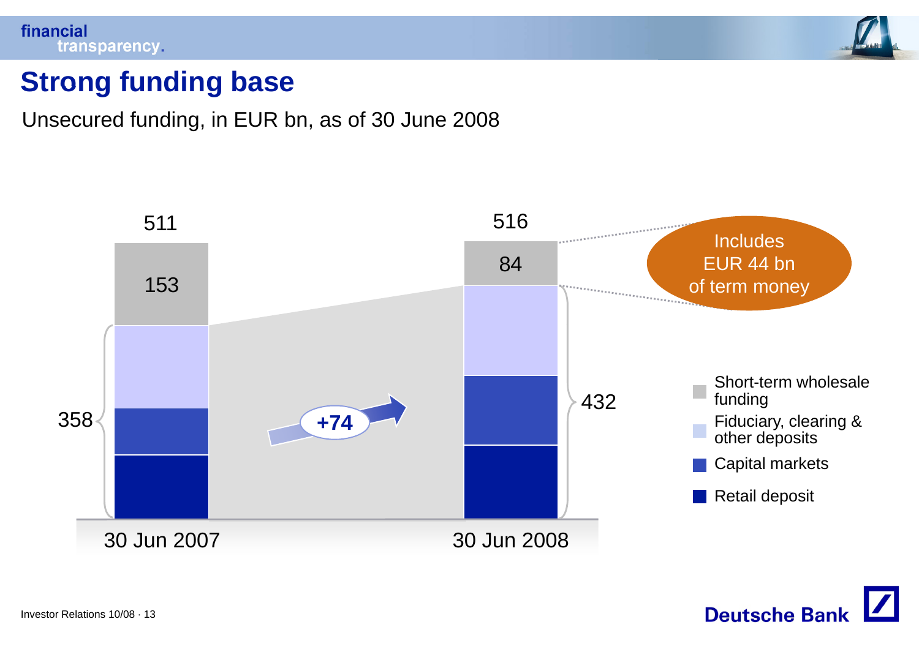# Strong funding base

Unsecured funding, in EUR bn, as of 30 June 2008

| | 30 Jun 2007 | 30 Jun 2008 |
|---|---|---|
| Total | 511 | 516 |
| Short-term wholesale funding | 153 | 84 |
| Fiduciary, clearing & other deposits + Capital markets + Retail deposit | 358 | 432 |

+74

Includes EUR 44 bn of term money

Legend:
- Short-term wholesale funding
- Fiduciary, clearing & other deposits
- Capital markets
- Retail deposit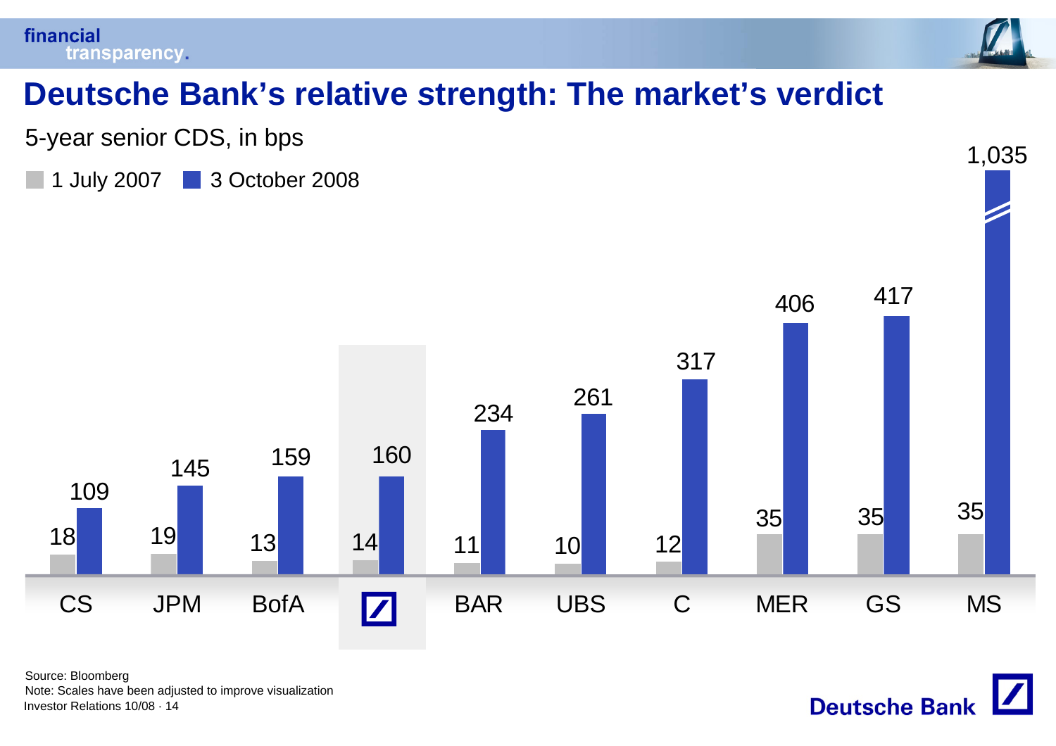# Deutsche Bank's relative strength: The market's verdict

5-year senior CDS, in bps

| | 1 July 2007 | 3 October 2008 |
|---|---|---|
| CS | 18 | 109 |
| JPM | 19 | 145 |
| BofA | 13 | 159 |
| Deutsche Bank | 14 | 160 |
| BAR | 11 | 234 |
| UBS | 10 | 261 |
| C | 12 | 317 |
| MER | 35 | 406 |
| GS | 35 | 417 |
| MS | 35 | 1,035 |

Source: Bloomberg

Note: Scales have been adjusted to improve visualization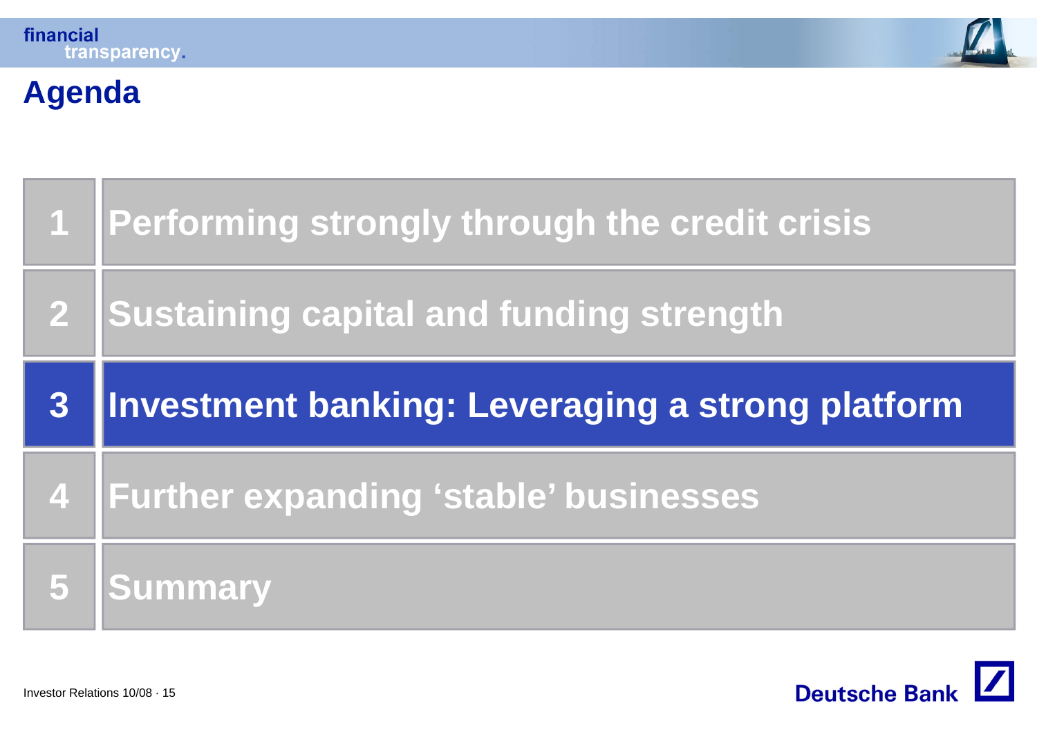# Agenda

1. Performing strongly through the credit crisis
2. Sustaining capital and funding strength
3. **Investment banking: Leveraging a strong platform**
4. Further expanding ‘stable’ businesses
5. Summary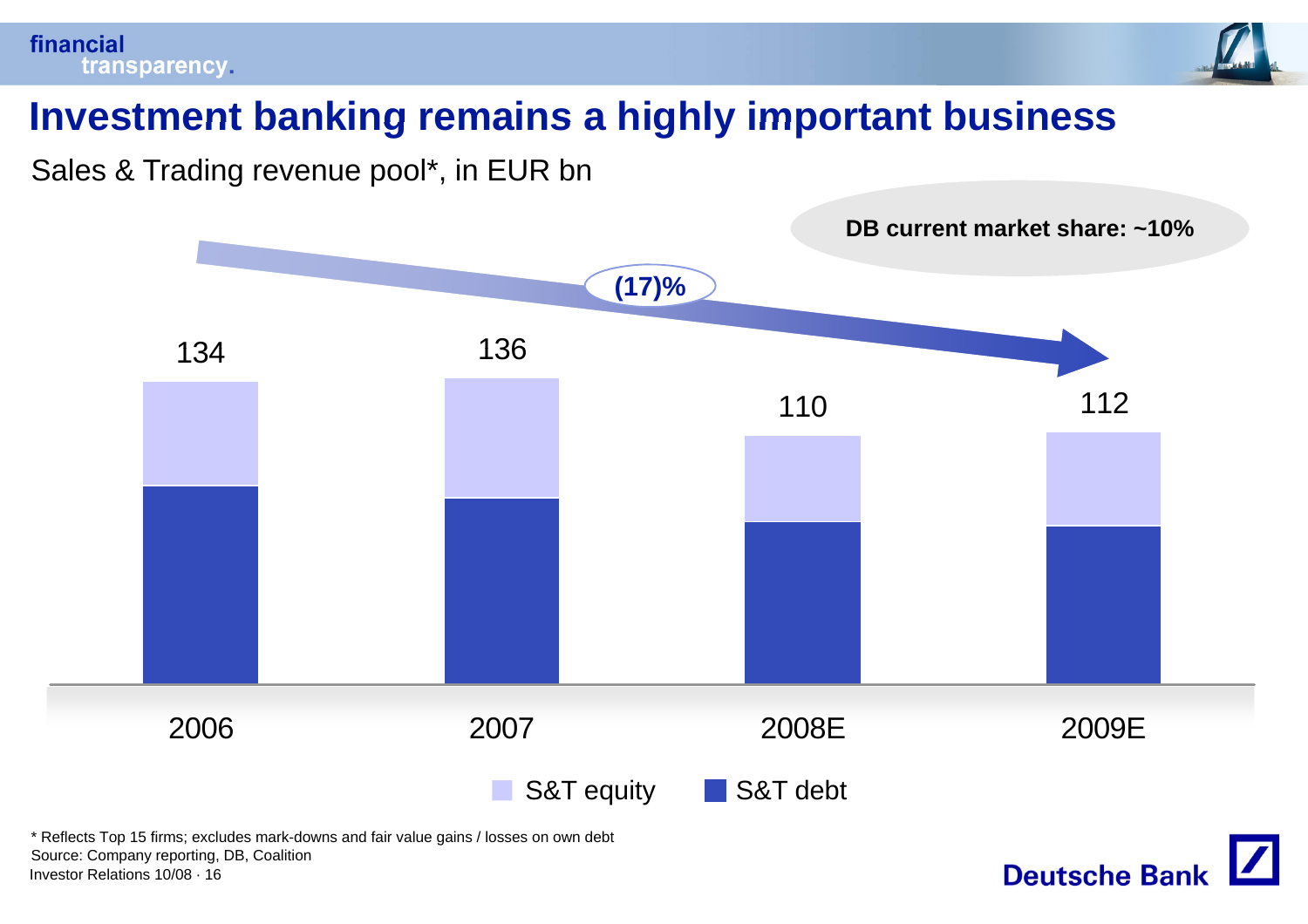# Investment banking remains a highly important business

Sales & Trading revenue pool*, in EUR bn

DB current market share: ~10%

(17)%

| | 2006 | 2007 | 2008E | 2009E |
|---|---|---|---|---|
| Total (S&T equity + S&T debt) | 134 | 136 | 110 | 112 |

S&T equity  S&T debt

\* Reflects Top 15 firms; excludes mark-downs and fair value gains / losses on own debt
Source: Company reporting, DB, Coalition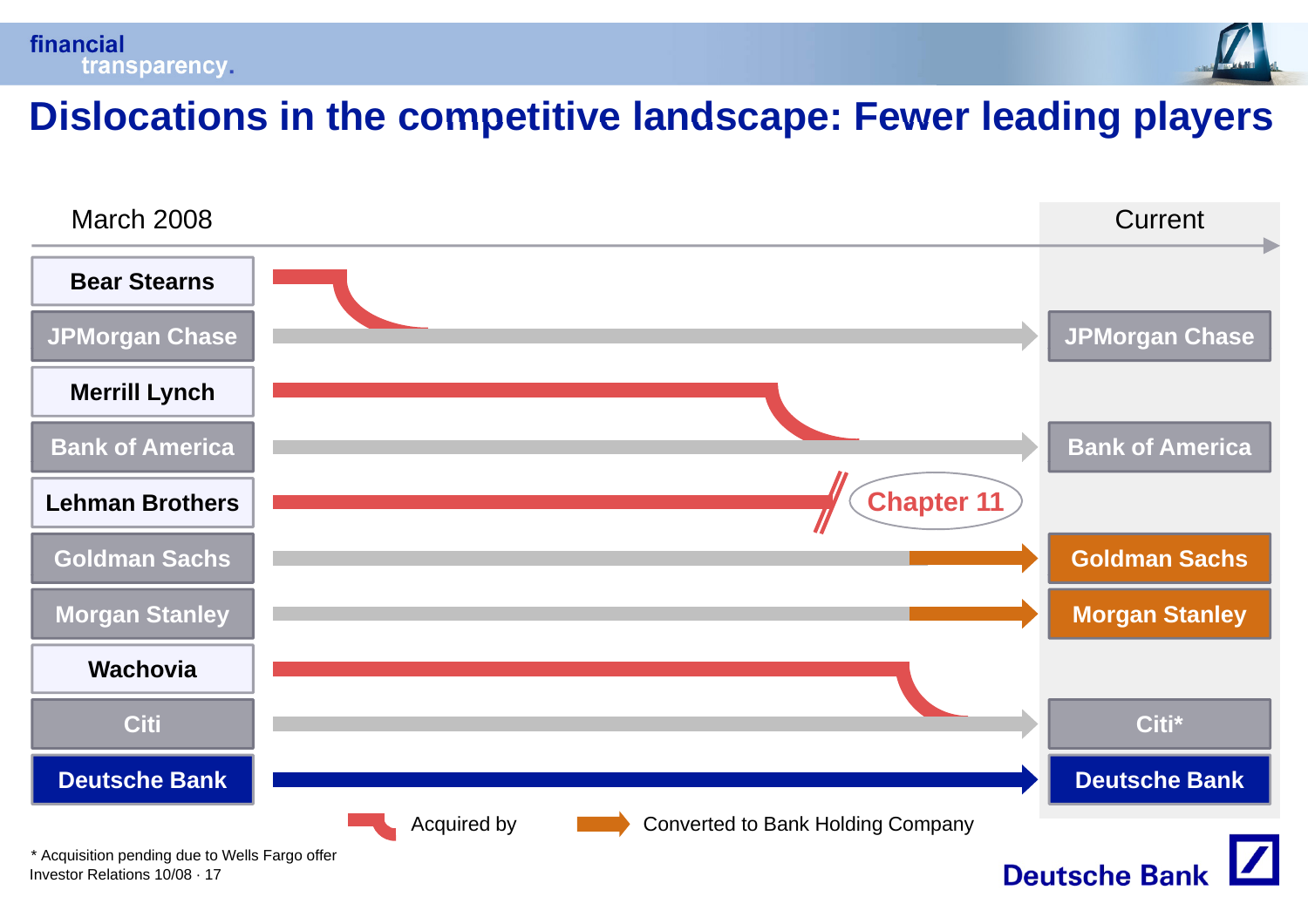# Dislocations in the competitive landscape: Fewer leading players

| March 2008 | | Current |
|---|---|---|
| Bear Stearns | Acquired by JPMorgan Chase | |
| JPMorgan Chase | → | JPMorgan Chase |
| Merrill Lynch | Acquired by Bank of America | |
| Bank of America | → | Bank of America |
| Lehman Brothers | Chapter 11 | |
| Goldman Sachs | Converted to Bank Holding Company | Goldman Sachs |
| Morgan Stanley | Converted to Bank Holding Company | Morgan Stanley |
| Wachovia | Acquired by Citi | |
| Citi | → | Citi* |
| Deutsche Bank | → | Deutsche Bank |

Legend: Acquired by; Converted to Bank Holding Company

* Acquisition pending due to Wells Fargo offer

Investor Relations 10/08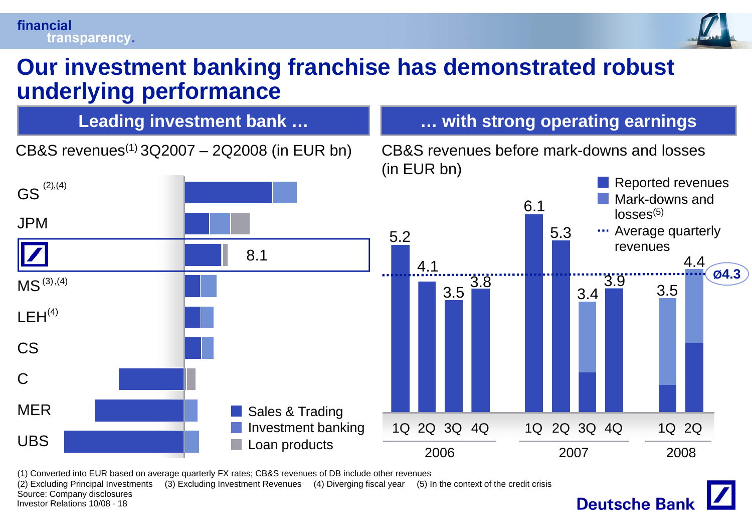# Our investment banking franchise has demonstrated robust underlying performance

## Leading investment bank …

CB&S revenues[1] 3Q2007 – 2Q2008 (in EUR bn)

- GS [2],[4]
- JPM
- Deutsche Bank: 8.1
- MS [3],[4]
- LEH[4]
- CS
- C
- MER
- UBS

Legend: Sales & Trading; Investment banking; Loan products

## … with strong operating earnings

CB&S revenues before mark-downs and losses (in EUR bn)

| Year | Quarter | Revenues |
|---|---|---|
| 2006 | 1Q | 5.2 |
| 2006 | 2Q | 4.1 |
| 2006 | 3Q | 3.5 |
| 2006 | 4Q | 3.8 |
| 2007 | 1Q | 6.1 |
| 2007 | 2Q | 5.3 |
| 2007 | 3Q | 3.4 |
| 2007 | 4Q | 3.9 |
| 2008 | 1Q | 3.5 |
| 2008 | 2Q | 4.4 |

Legend: Reported revenues; Mark-downs and losses[5]; Average quarterly revenues (ø4.3)

(1) Converted into EUR based on average quarterly FX rates; CB&S revenues of DB include other revenues
(2) Excluding Principal Investments (3) Excluding Investment Revenues (4) Diverging fiscal year (5) In the context of the credit crisis
Source: Company disclosures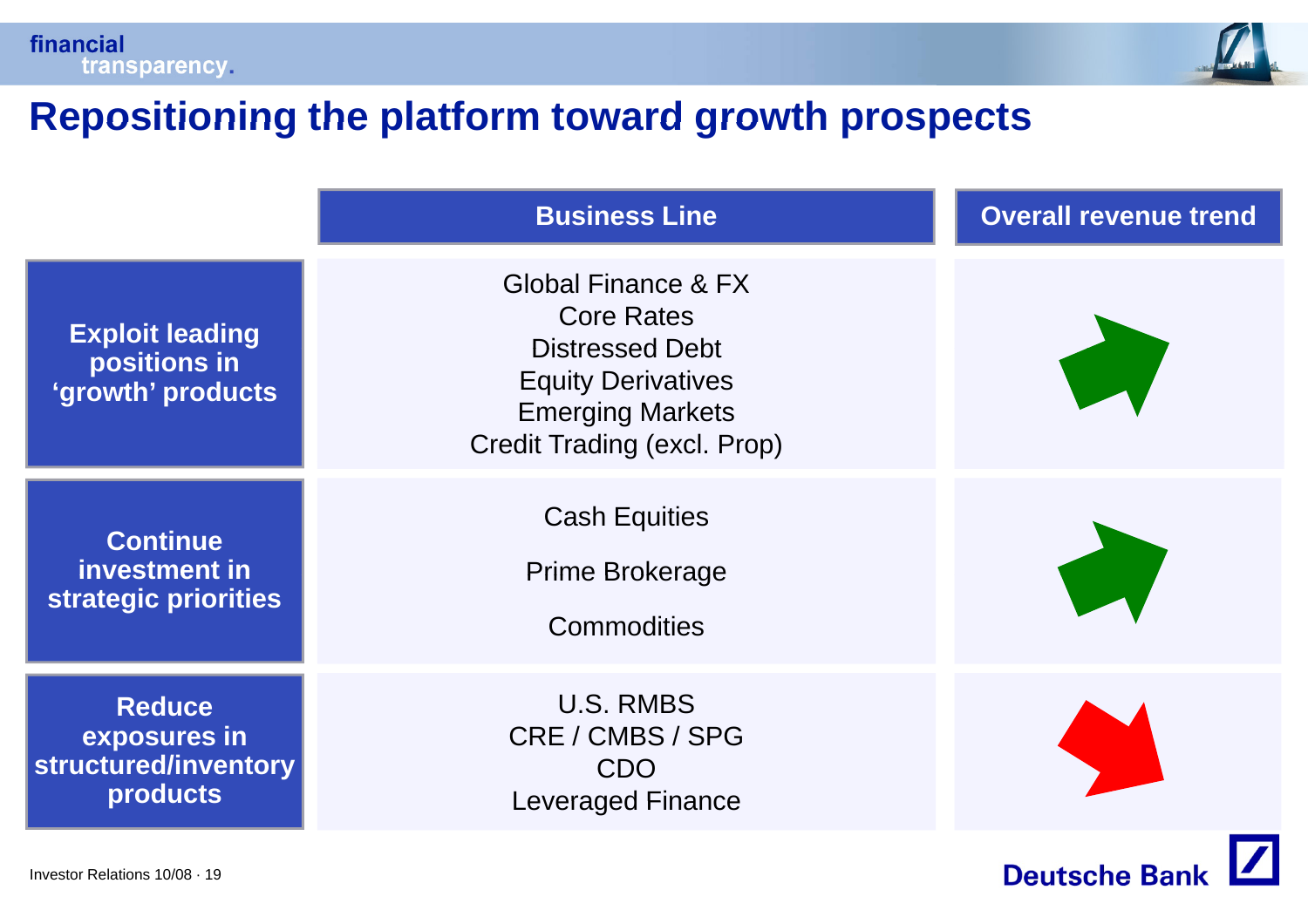# Repositioning the platform toward growth prospects

| | Business Line | Overall revenue trend |
|---|---|---|
| **Exploit leading positions in 'growth' products** | Global Finance & FX<br>Core Rates<br>Distressed Debt<br>Equity Derivatives<br>Emerging Markets<br>Credit Trading (excl. Prop) | ↗ |
| **Continue investment in strategic priorities** | Cash Equities<br>Prime Brokerage<br>Commodities | ↗ |
| **Reduce exposures in structured/inventory products** | U.S. RMBS<br>CRE / CMBS / SPG<br>CDO<br>Leveraged Finance | ↘ |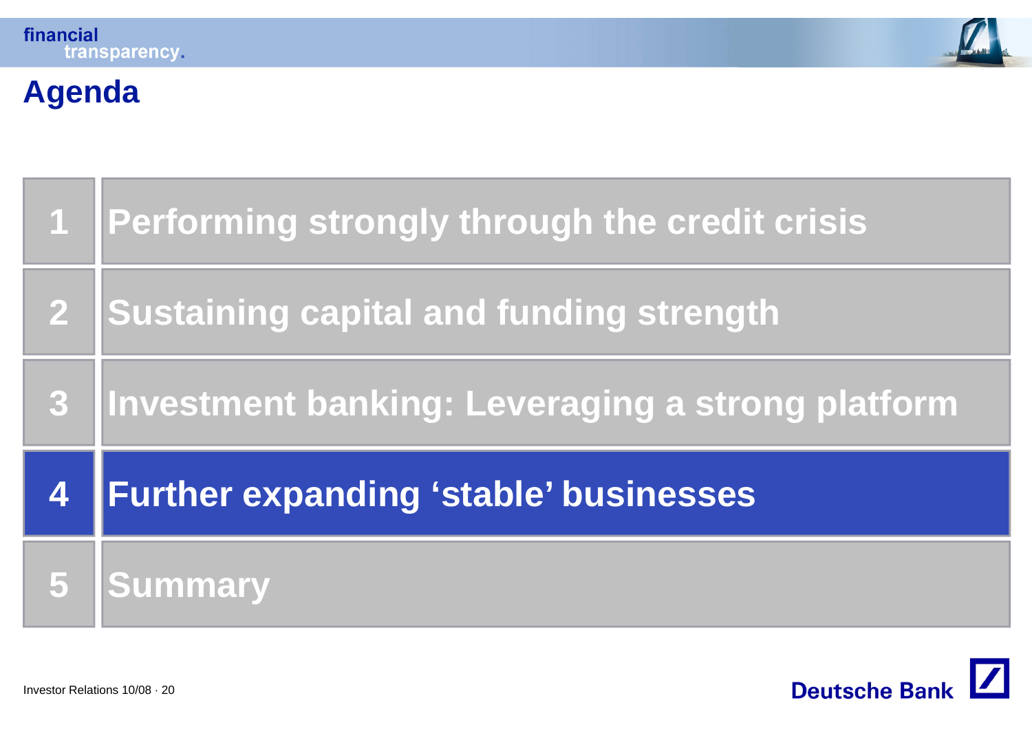# Agenda

1. Performing strongly through the credit crisis
2. Sustaining capital and funding strength
3. Investment banking: Leveraging a strong platform
4. **Further expanding 'stable' businesses**
5. Summary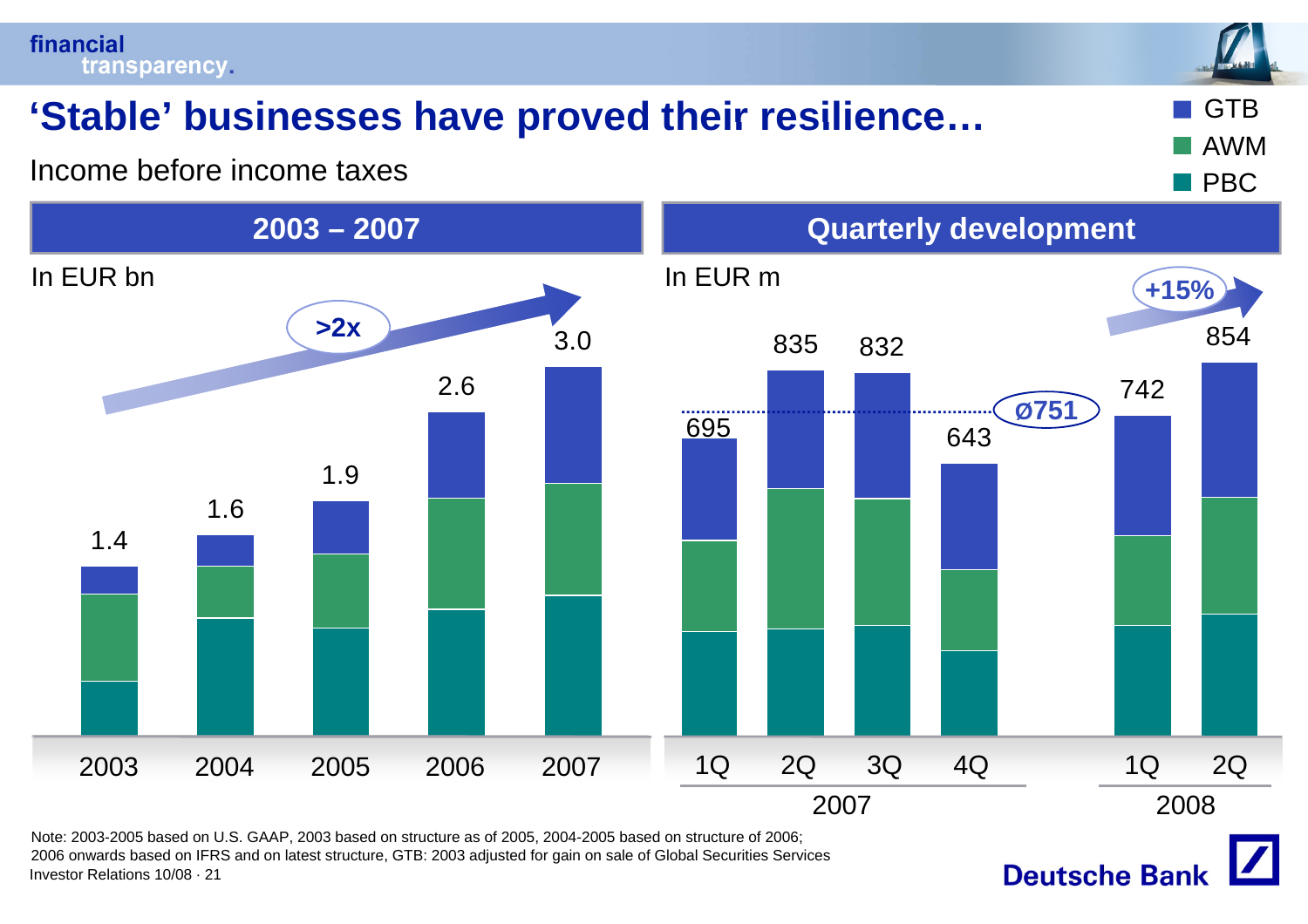# 'Stable' businesses have proved their resilience…

Income before income taxes

Legend: GTB, AWM, PBC

## 2003 – 2007

In EUR bn

>2x

| Year | Total |
|---|---|
| 2003 | 1.4 |
| 2004 | 1.6 |
| 2005 | 1.9 |
| 2006 | 2.6 |
| 2007 | 3.0 |

## Quarterly development

In EUR m

| Quarter | Total |
|---|---|
| 1Q 2007 | 695 |
| 2Q 2007 | 835 |
| 3Q 2007 | 832 |
| 4Q 2007 | 643 |
| 1Q 2008 | 742 |
| 2Q 2008 | 854 |

ø751 (2007 average)

+15%

Note: 2003-2005 based on U.S. GAAP, 2003 based on structure as of 2005, 2004-2005 based on structure of 2006; 2006 onwards based on IFRS and on latest structure, GTB: 2003 adjusted for gain on sale of Global Securities Services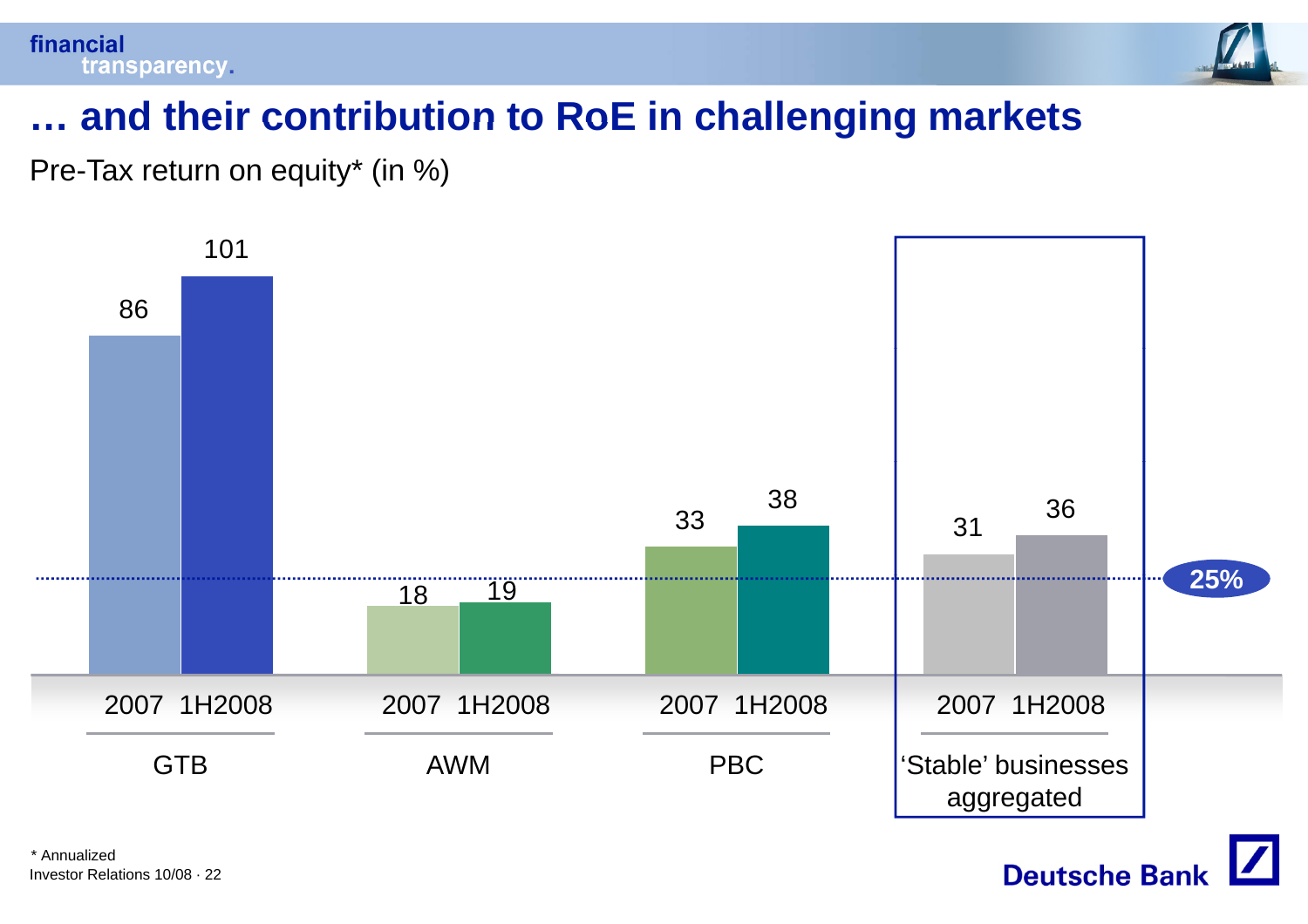# … and their contribution to RoE in challenging markets

Pre-Tax return on equity* (in %)

| | 2007 | 1H2008 |
|---|---|---|
| GTB | 86 | 101 |
| AWM | 18 | 19 |
| PBC | 33 | 38 |
| 'Stable' businesses aggregated | 31 | 36 |

25%

* Annualized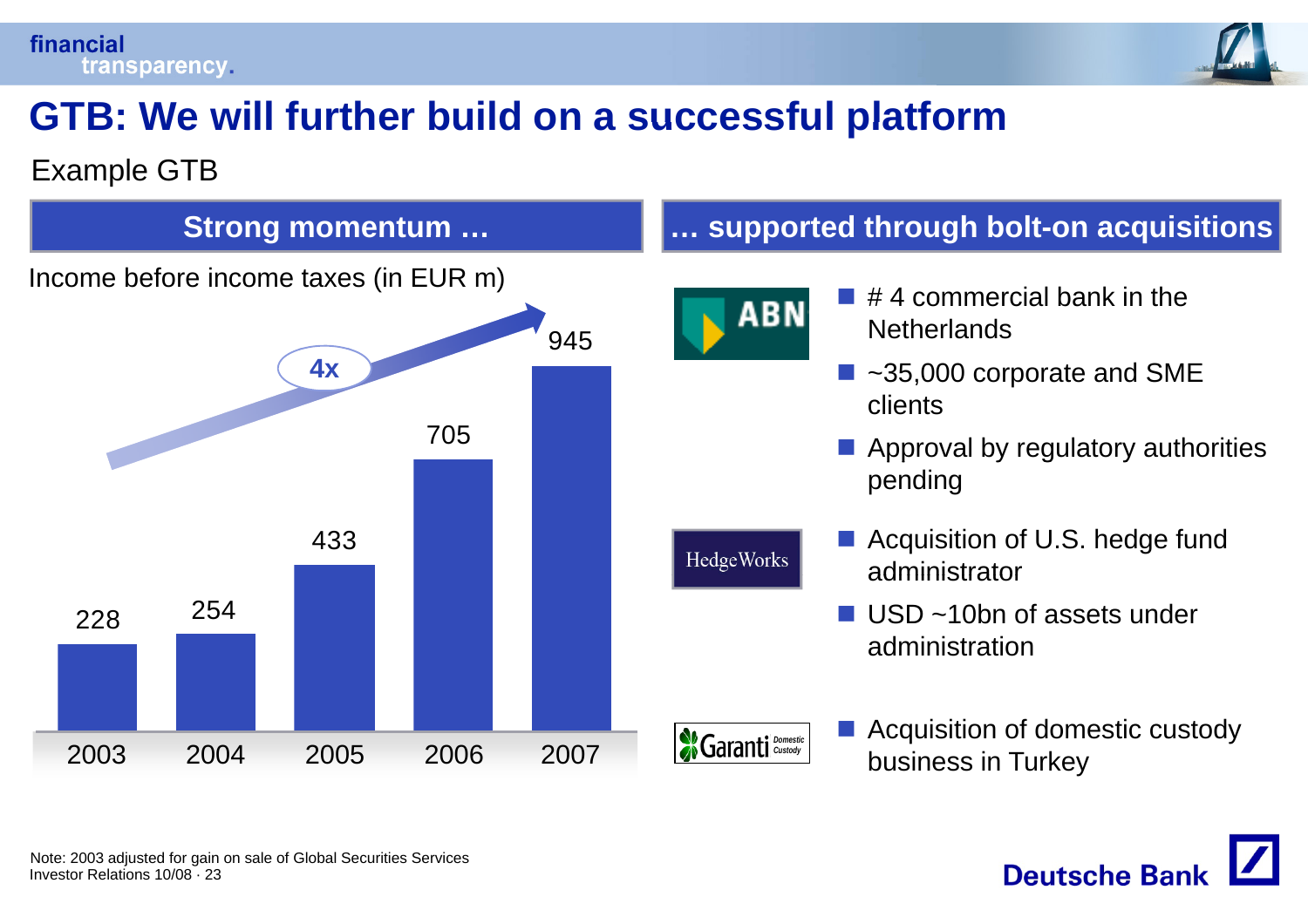# GTB: We will further build on a successful platform

Example GTB

## Strong momentum …

Income before income taxes (in EUR m)

| 2003 | 2004 | 2005 | 2006 | 2007 |
|---|---|---|---|---|
| 228 | 254 | 433 | 705 | 945 |

4x

## … supported through bolt-on acquisitions

**ABN**

- # 4 commercial bank in the Netherlands
- ~35,000 corporate and SME clients
- Approval by regulatory authorities pending

**HedgeWorks**

- Acquisition of U.S. hedge fund administrator
- USD ~10bn of assets under administration

**Garanti Domestic Custody**

- Acquisition of domestic custody business in Turkey

Note: 2003 adjusted for gain on sale of Global Securities Services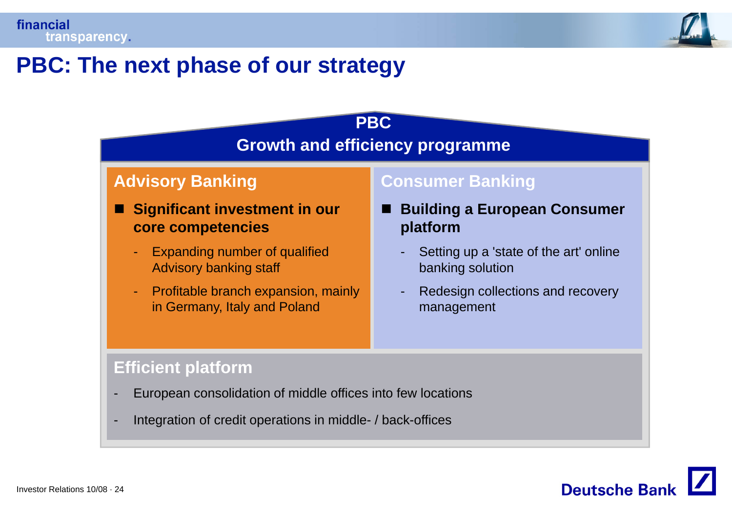# PBC: The next phase of our strategy

## PBC

### Growth and efficiency programme

### Advisory Banking

- **Significant investment in our core competencies**
  - Expanding number of qualified Advisory banking staff
  - Profitable branch expansion, mainly in Germany, Italy and Poland

### Consumer Banking

- **Building a European Consumer platform**
  - Setting up a 'state of the art' online banking solution
  - Redesign collections and recovery management

### Efficient platform

- European consolidation of middle offices into few locations
- Integration of credit operations in middle- / back-offices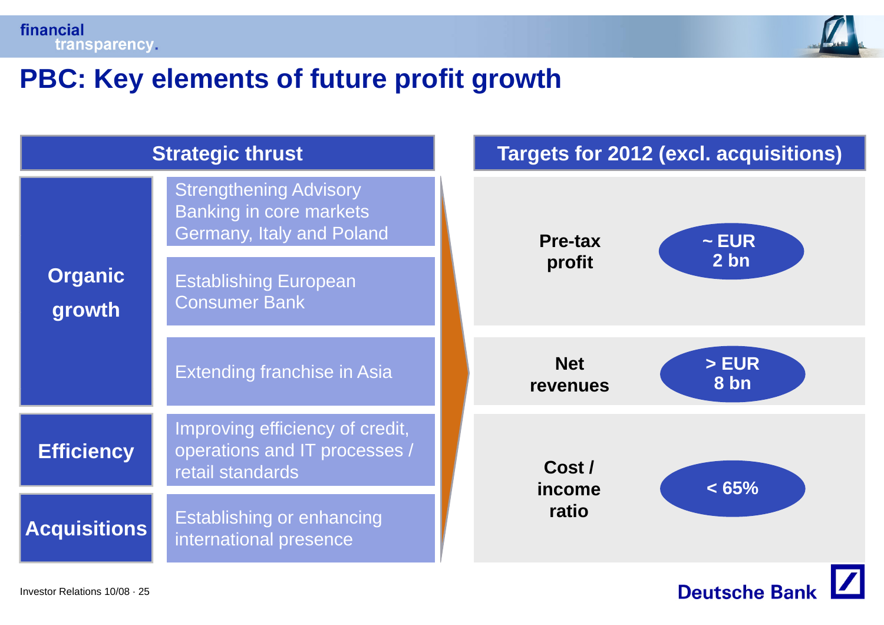# PBC: Key elements of future profit growth

| Strategic thrust | |
|---|---|
| **Organic growth** | Strengthening Advisory Banking in core markets Germany, Italy and Poland |
| | Establishing European Consumer Bank |
| | Extending franchise in Asia |
| **Efficiency** | Improving efficiency of credit, operations and IT processes / retail standards |
| **Acquisitions** | Establishing or enhancing international presence |

| Targets for 2012 (excl. acquisitions) | |
|---|---|
| **Pre-tax profit** | **~ EUR 2 bn** |
| **Net revenues** | **> EUR 8 bn** |
| **Cost / income ratio** | **< 65%** |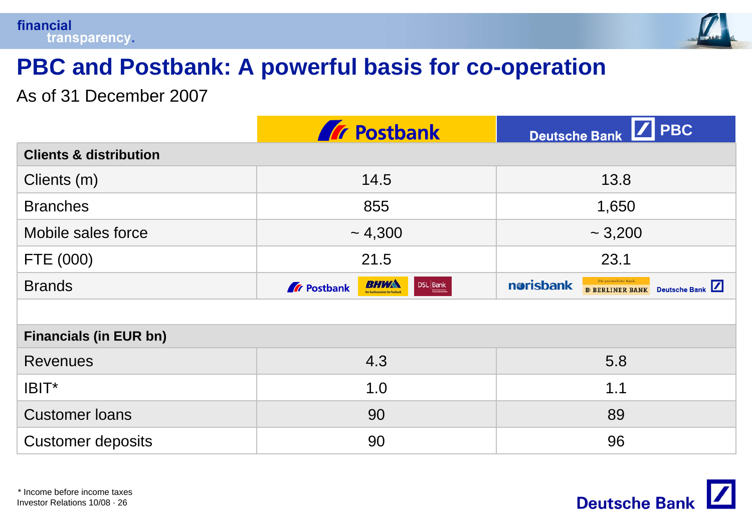# PBC and Postbank: A powerful basis for co-operation

As of 31 December 2007

| | Postbank | Deutsche Bank PBC |
|---|---|---|
| **Clients & distribution** | | |
| Clients (m) | 14.5 | 13.8 |
| Branches | 855 | 1,650 |
| Mobile sales force | ~ 4,300 | ~ 3,200 |
| FTE (000) | 21.5 | 23.1 |
| Brands | Postbank, BHW, DSL Bank | norisbank, Berliner Bank, Deutsche Bank |
| | | |
| **Financials (in EUR bn)** | | |
| Revenues | 4.3 | 5.8 |
| IBIT* | 1.0 | 1.1 |
| Customer loans | 90 | 89 |
| Customer deposits | 90 | 96 |

* Income before income taxes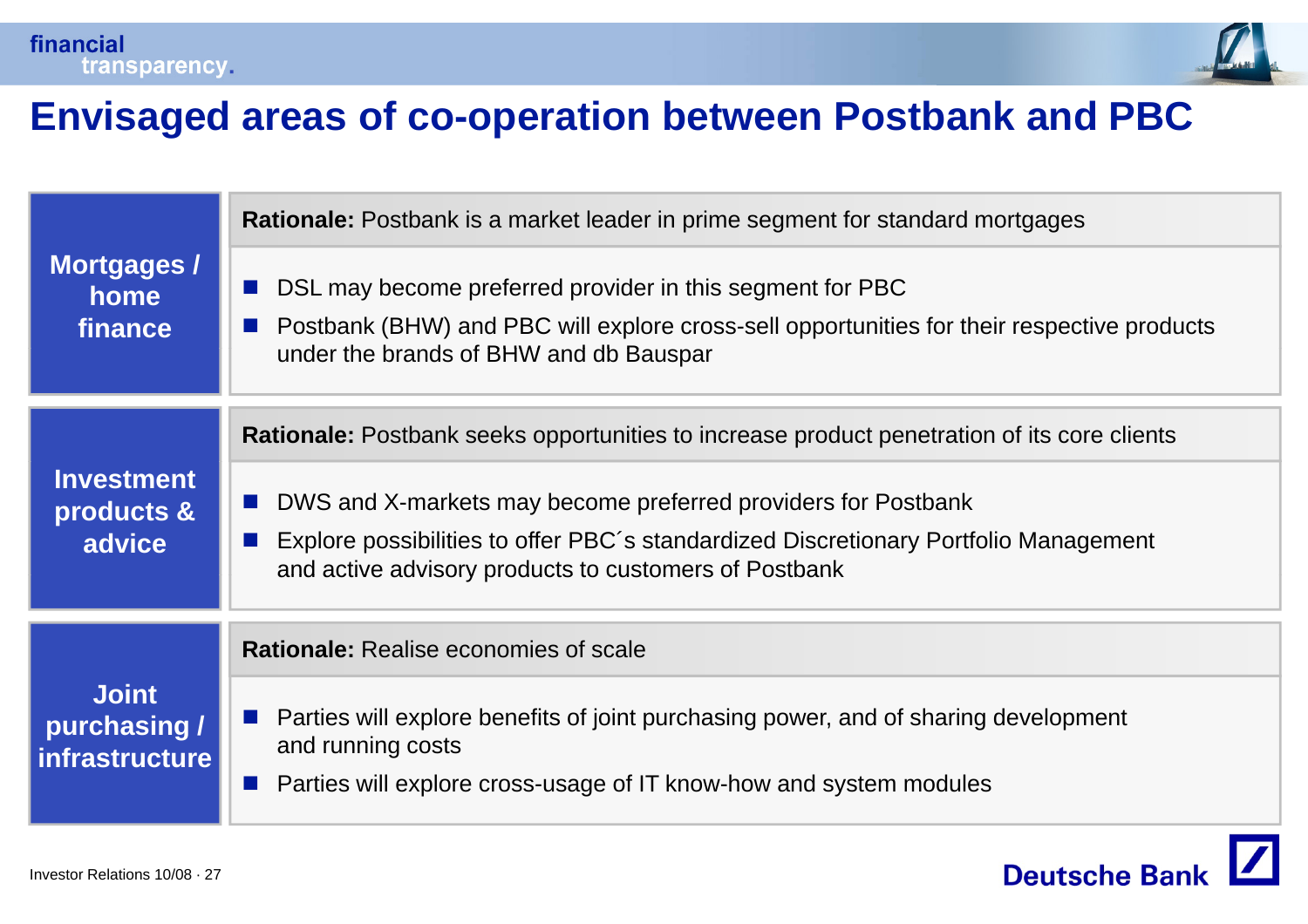# Envisaged areas of co-operation between Postbank and PBC

## Mortgages / home finance

**Rationale:** Postbank is a market leader in prime segment for standard mortgages

- DSL may become preferred provider in this segment for PBC
- Postbank (BHW) and PBC will explore cross-sell opportunities for their respective products under the brands of BHW and db Bauspar

## Investment products & advice

**Rationale:** Postbank seeks opportunities to increase product penetration of its core clients

- DWS and X-markets may become preferred providers for Postbank
- Explore possibilities to offer PBC´s standardized Discretionary Portfolio Management and active advisory products to customers of Postbank

## Joint purchasing / infrastructure

**Rationale:** Realise economies of scale

- Parties will explore benefits of joint purchasing power, and of sharing development and running costs
- Parties will explore cross-usage of IT know-how and system modules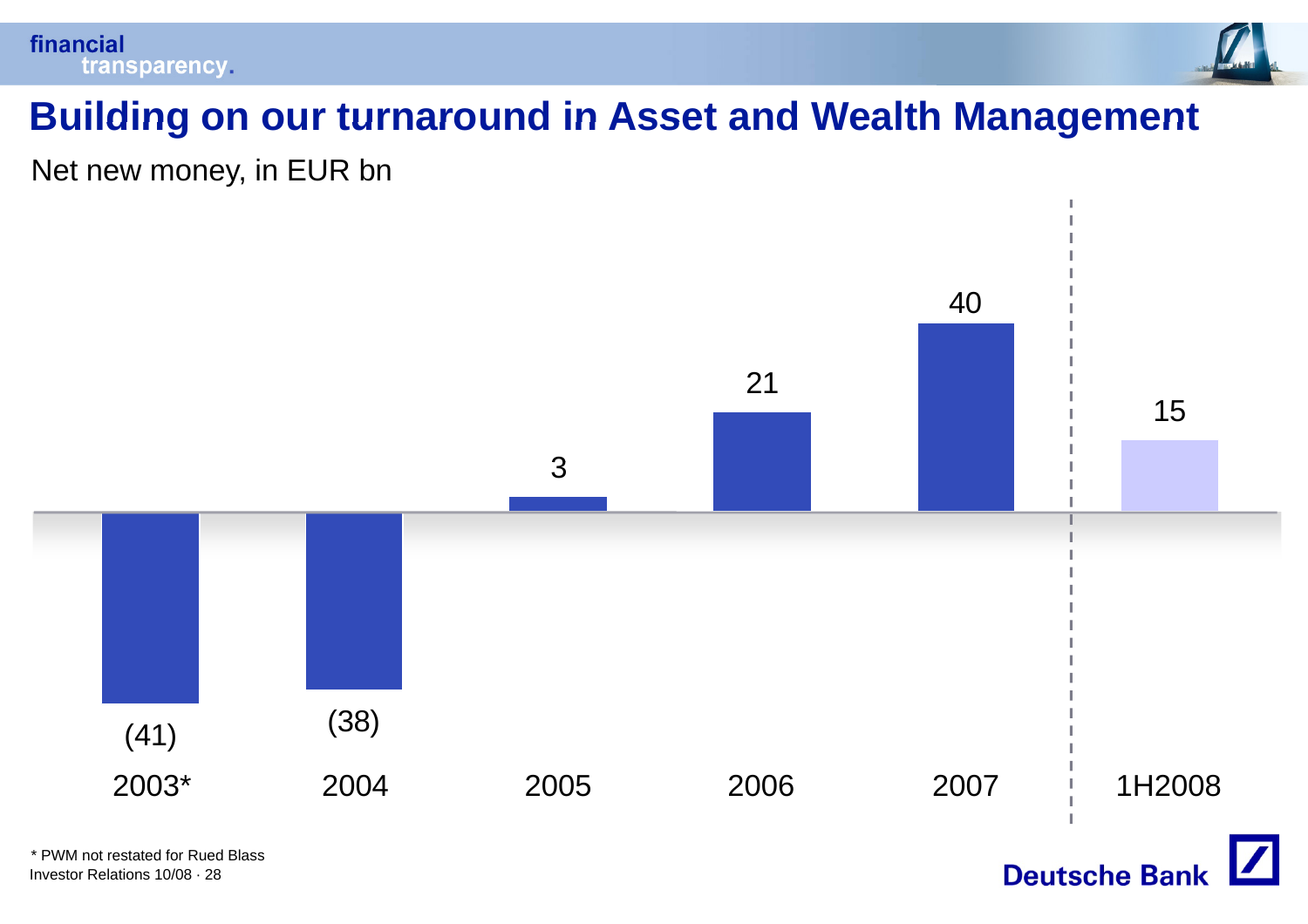# Building on our turnaround in Asset and Wealth Management

Net new money, in EUR bn

| 2003* | 2004 | 2005 | 2006 | 2007 | 1H2008 |
|---|---|---|---|---|---|
| (41) | (38) | 3 | 21 | 40 | 15 |

\* PWM not restated for Rued Blass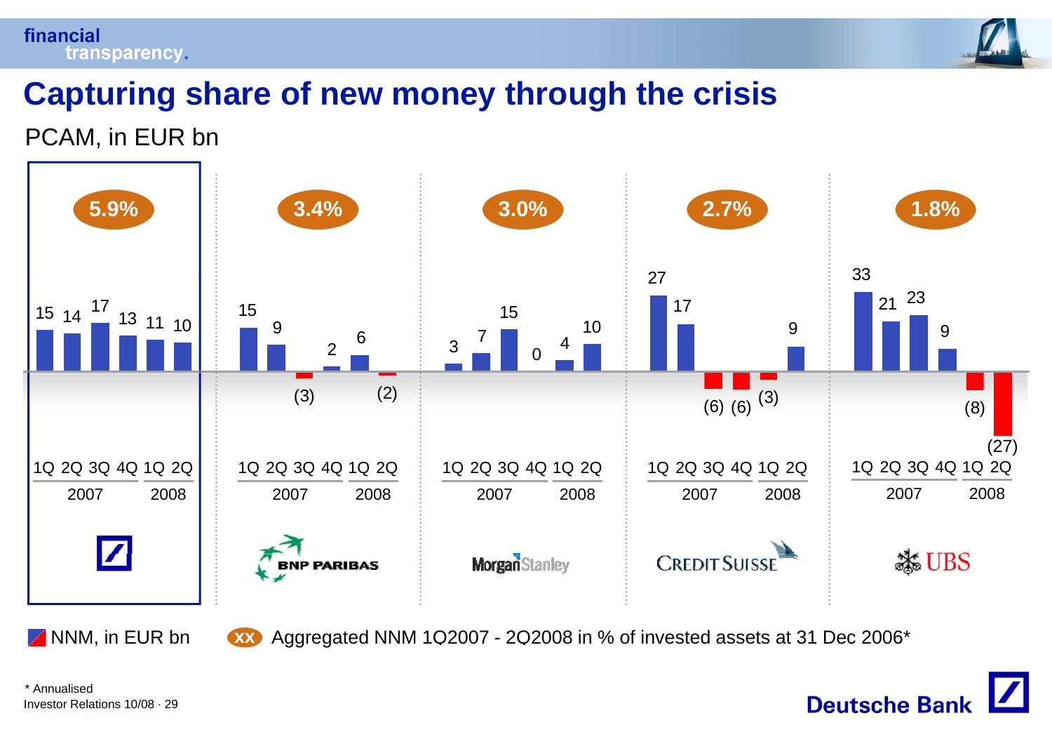# Capturing share of new money through the crisis

PCAM, in EUR bn

| | Deutsche Bank | BNP Paribas | Morgan Stanley | Credit Suisse | UBS |
|---|---|---|---|---|---|
| Aggregated NNM 1Q2007 - 2Q2008 in % of invested assets at 31 Dec 2006* | 5.9% | 3.4% | 3.0% | 2.7% | 1.8% |
| 1Q 2007 | 15 | 15 | 3 | 27 | 33 |
| 2Q 2007 | 14 | 9 | 7 | 17 | 21 |
| 3Q 2007 | 17 | (3) | 15 | (6) | 23 |
| 4Q 2007 | 13 | 2 | 0 | (6) | 9 |
| 1Q 2008 | 11 | 6 | 4 | (3) | (8) |
| 2Q 2008 | 10 | (2) | 10 | 9 | (27) |

NNM, in EUR bn

XX Aggregated NNM 1Q2007 - 2Q2008 in % of invested assets at 31 Dec 2006*

\* Annualised

Investor Relations 10/08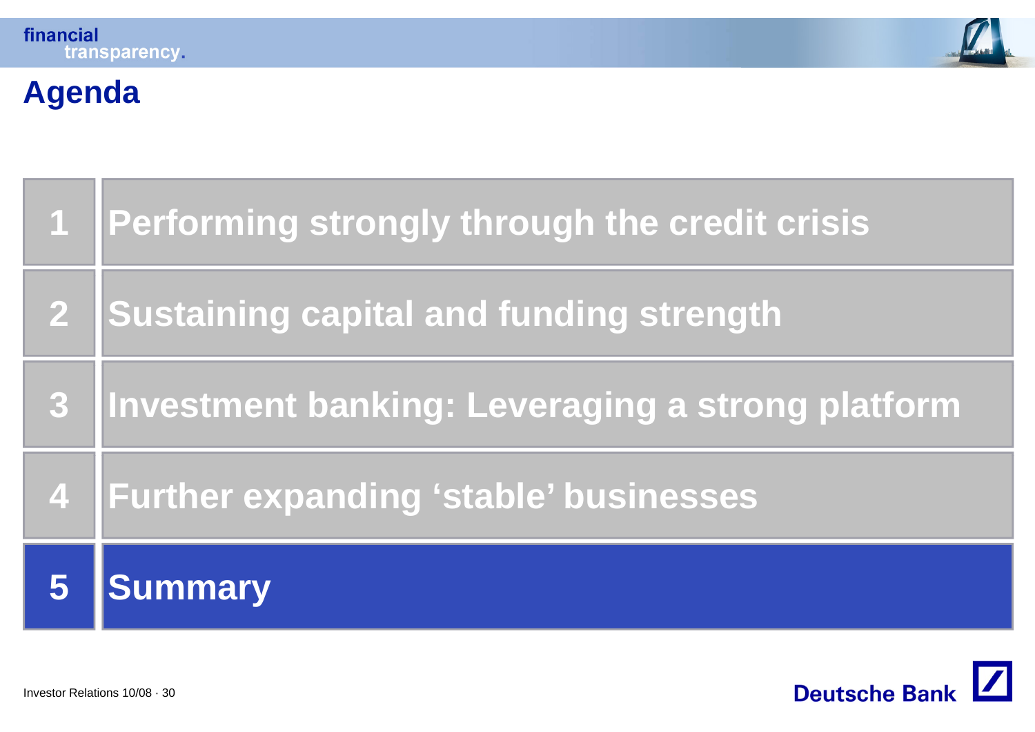# Agenda

1. Performing strongly through the credit crisis
2. Sustaining capital and funding strength
3. Investment banking: Leveraging a strong platform
4. Further expanding 'stable' businesses
5. **Summary**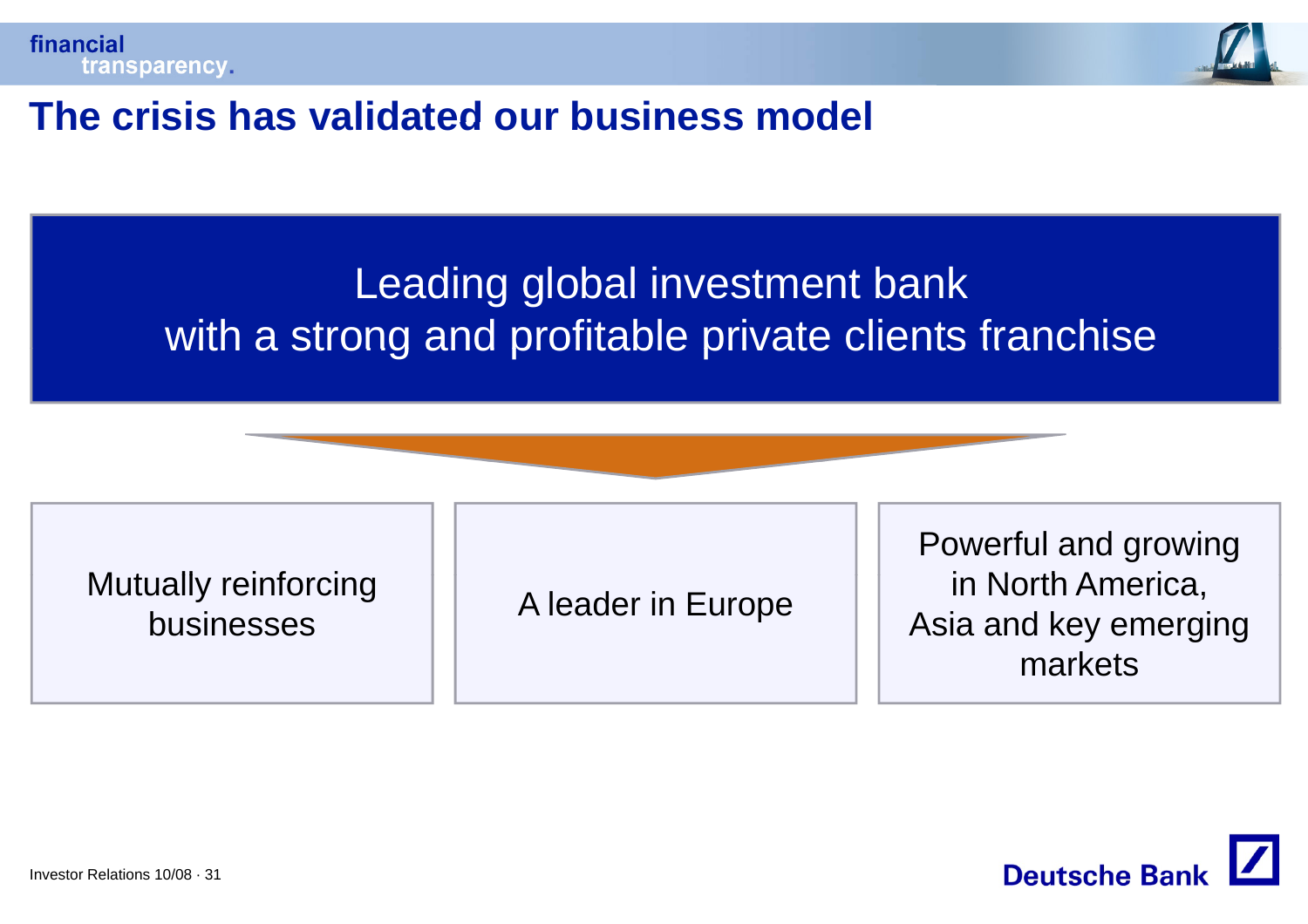# The crisis has validated our business model

**Leading global investment bank with a strong and profitable private clients franchise**

- Mutually reinforcing businesses
- A leader in Europe
- Powerful and growing in North America, Asia and key emerging markets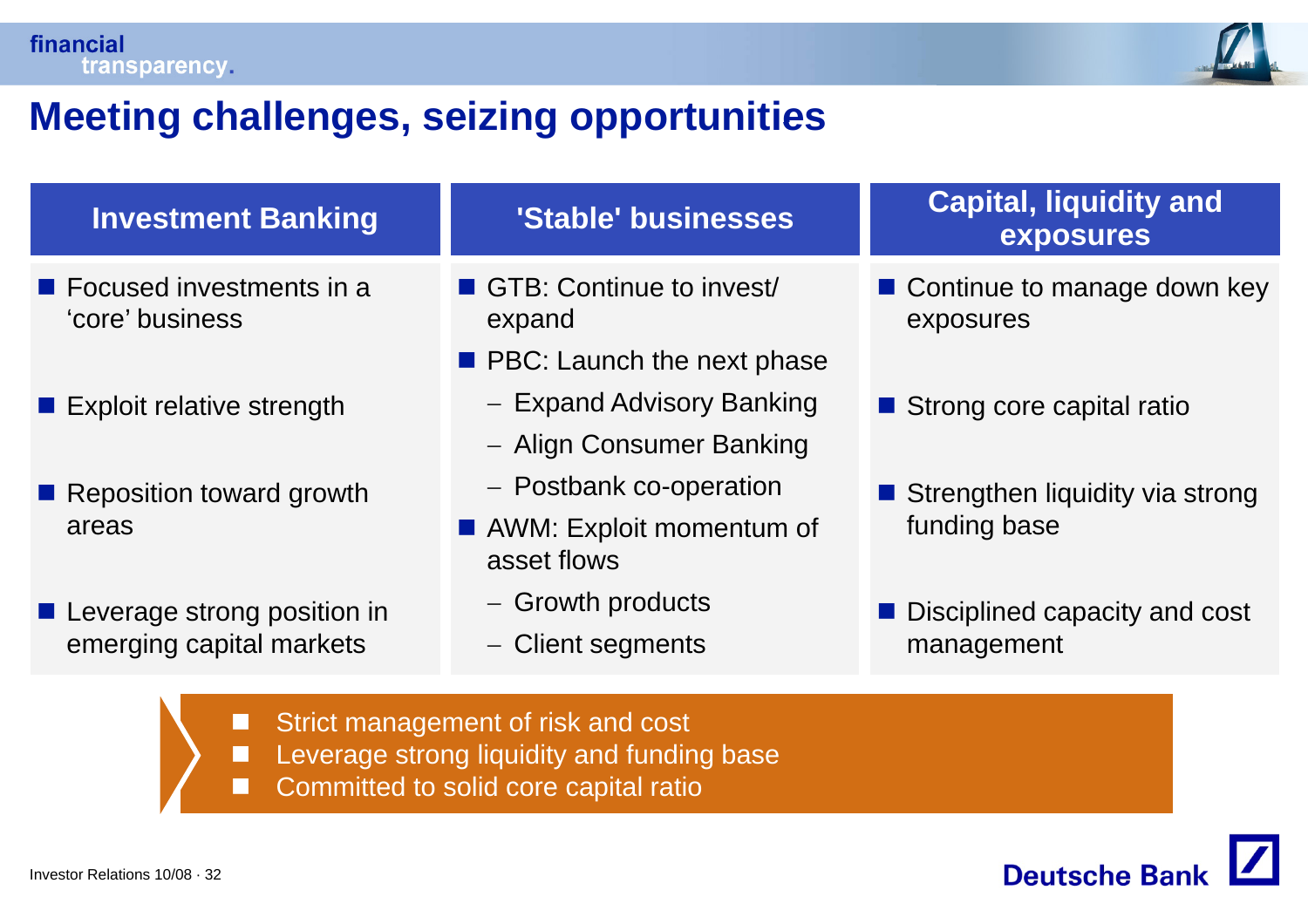# Meeting challenges, seizing opportunities

## Investment Banking

- Focused investments in a 'core' business
- Exploit relative strength
- Reposition toward growth areas
- Leverage strong position in emerging capital markets

## 'Stable' businesses

- GTB: Continue to invest/ expand
- PBC: Launch the next phase
  - Expand Advisory Banking
  - Align Consumer Banking
  - Postbank co-operation
- AWM: Exploit momentum of asset flows
  - Growth products
  - Client segments

## Capital, liquidity and exposures

- Continue to manage down key exposures
- Strong core capital ratio
- Strengthen liquidity via strong funding base
- Disciplined capacity and cost management

---

- Strict management of risk and cost
- Leverage strong liquidity and funding base
- Committed to solid core capital ratio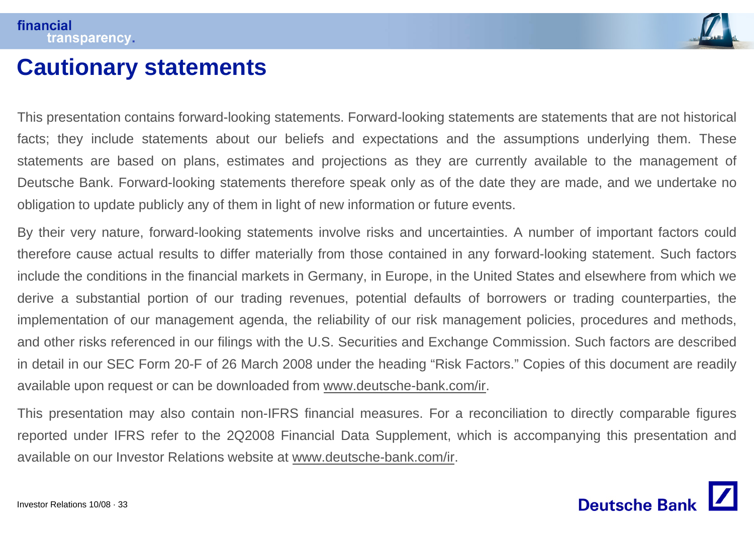# Cautionary statements

This presentation contains forward-looking statements. Forward-looking statements are statements that are not historical facts; they include statements about our beliefs and expectations and the assumptions underlying them. These statements are based on plans, estimates and projections as they are currently available to the management of Deutsche Bank. Forward-looking statements therefore speak only as of the date they are made, and we undertake no obligation to update publicly any of them in light of new information or future events.

By their very nature, forward-looking statements involve risks and uncertainties. A number of important factors could therefore cause actual results to differ materially from those contained in any forward-looking statement. Such factors include the conditions in the financial markets in Germany, in Europe, in the United States and elsewhere from which we derive a substantial portion of our trading revenues, potential defaults of borrowers or trading counterparties, the implementation of our management agenda, the reliability of our risk management policies, procedures and methods, and other risks referenced in our filings with the U.S. Securities and Exchange Commission. Such factors are described in detail in our SEC Form 20-F of 26 March 2008 under the heading "Risk Factors." Copies of this document are readily available upon request or can be downloaded from www.deutsche-bank.com/ir.

This presentation may also contain non-IFRS financial measures. For a reconciliation to directly comparable figures reported under IFRS refer to the 2Q2008 Financial Data Supplement, which is accompanying this presentation and available on our Investor Relations website at www.deutsche-bank.com/ir.